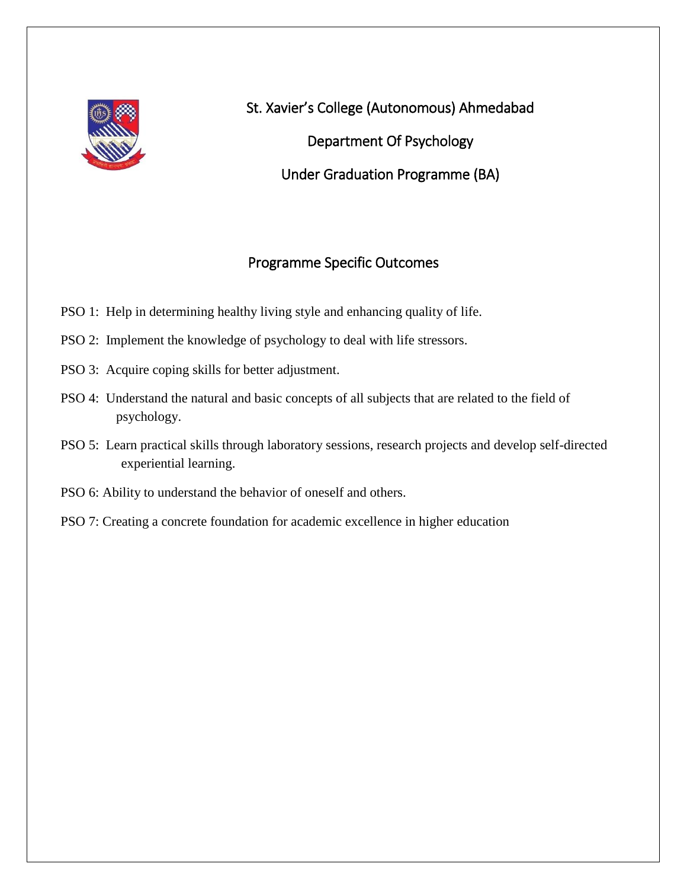# St. Xavier's College (Autonomous) Ahmedabad

## Department Of Psychology

## Under Graduation Programme (BA)

## Programme Specific Outcomes

PSO 1: Help in determining healthy living style and enhancing quality of life.

PSO 2: Implement the knowledge of psychology to deal with life stressors.

PSO 3: Acquire coping skills for better adjustment.

PSO 4: Understand the natural and basic concepts of all subjects that are related to the field of psychology.

PSO 5: Learn practical skills through laboratory sessions, research projects and develop self-directed experiential learning.

PSO 6: Ability to understand the behavior of oneself and others.

PSO 7: Creating a concrete foundation for academic excellence in higher education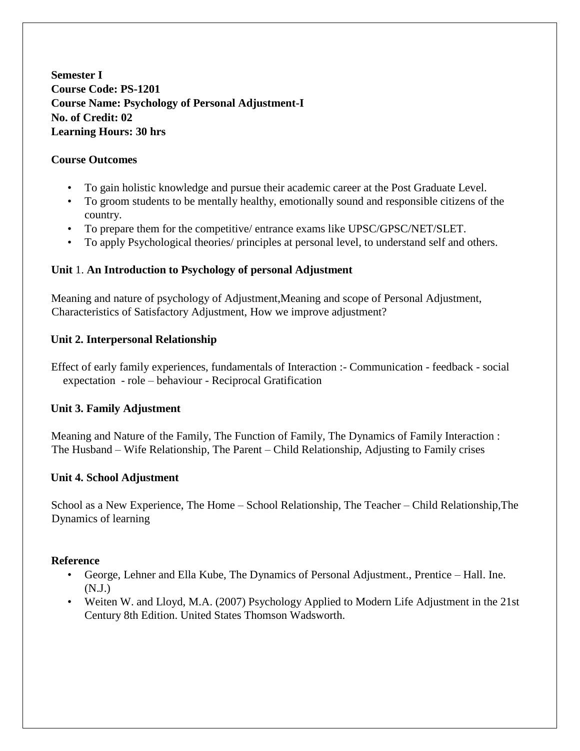**Semester I**
**Course Code: PS-1201**
**Course Name: Psychology of Personal Adjustment-I**
**No. of Credit: 02**
**Learning Hours: 30 hrs**

**Course Outcomes**

- To gain holistic knowledge and pursue their academic career at the Post Graduate Level.
- To groom students to be mentally healthy, emotionally sound and responsible citizens of the country.
- To prepare them for the competitive/ entrance exams like UPSC/GPSC/NET/SLET.
- To apply Psychological theories/ principles at personal level, to understand self and others.

**Unit** 1. **An Introduction to Psychology of personal Adjustment**

Meaning and nature of psychology of Adjustment,Meaning and scope of Personal Adjustment, Characteristics of Satisfactory Adjustment, How we improve adjustment?

**Unit 2. Interpersonal Relationship**

Effect of early family experiences, fundamentals of Interaction :- Communication - feedback - social expectation - role – behaviour - Reciprocal Gratification

**Unit 3. Family Adjustment**

Meaning and Nature of the Family, The Function of Family, The Dynamics of Family Interaction : The Husband – Wife Relationship, The Parent – Child Relationship, Adjusting to Family crises

**Unit 4. School Adjustment**

School as a New Experience, The Home – School Relationship, The Teacher – Child Relationship,The Dynamics of learning

**Reference**

- George, Lehner and Ella Kube, The Dynamics of Personal Adjustment., Prentice – Hall. Ine. (N.J.)
- Weiten W. and Lloyd, M.A. (2007) Psychology Applied to Modern Life Adjustment in the 21st Century 8th Edition. United States Thomson Wadsworth.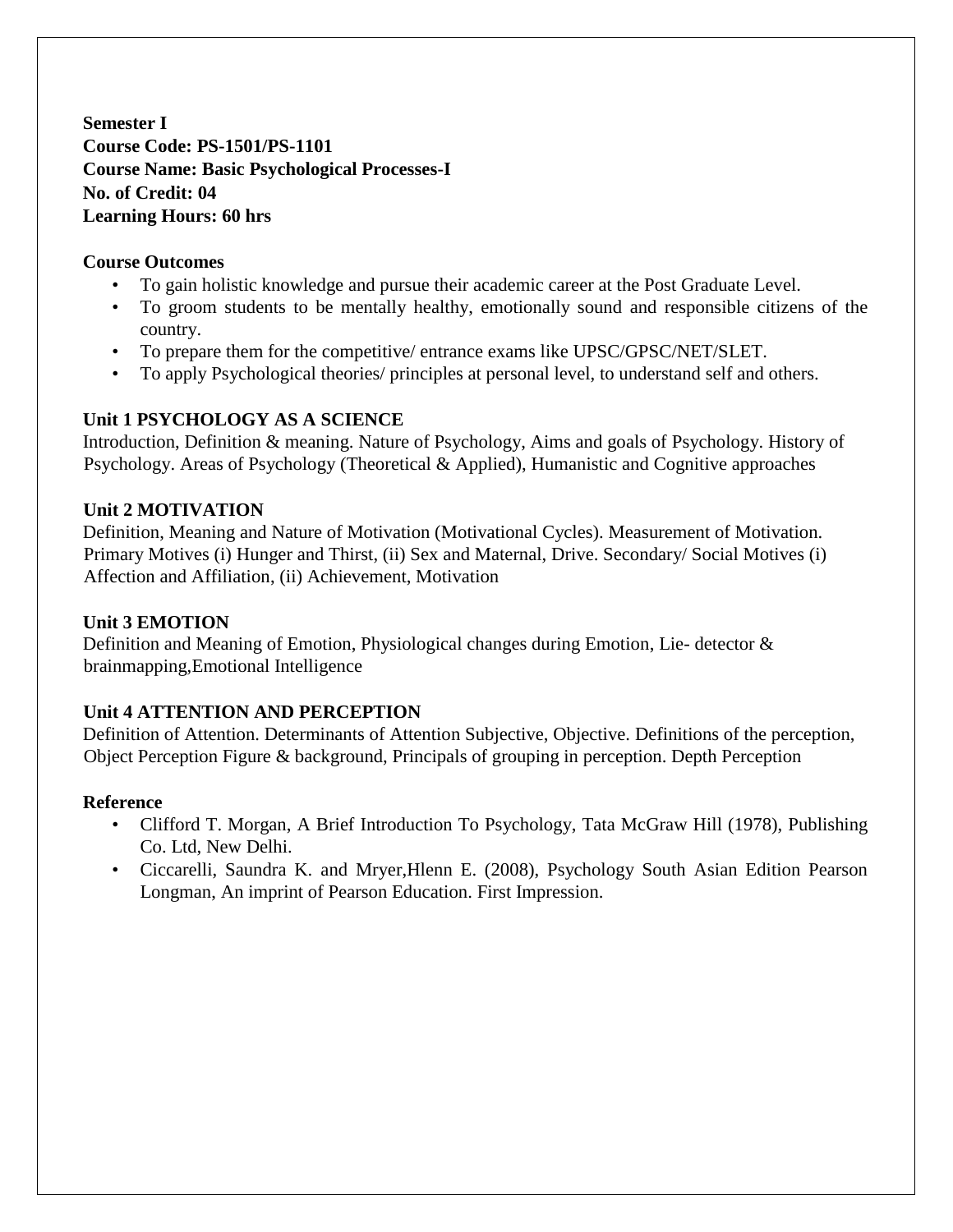**Semester I**
**Course Code: PS-1501/PS-1101**
**Course Name: Basic Psychological Processes-I**
**No. of Credit: 04**
**Learning Hours: 60 hrs**

**Course Outcomes**

- To gain holistic knowledge and pursue their academic career at the Post Graduate Level.
- To groom students to be mentally healthy, emotionally sound and responsible citizens of the country.
- To prepare them for the competitive/ entrance exams like UPSC/GPSC/NET/SLET.
- To apply Psychological theories/ principles at personal level, to understand self and others.

**Unit 1 PSYCHOLOGY AS A SCIENCE**

Introduction, Definition & meaning. Nature of Psychology, Aims and goals of Psychology. History of Psychology. Areas of Psychology (Theoretical & Applied), Humanistic and Cognitive approaches

**Unit 2 MOTIVATION**

Definition, Meaning and Nature of Motivation (Motivational Cycles). Measurement of Motivation. Primary Motives (i) Hunger and Thirst, (ii) Sex and Maternal, Drive. Secondary/ Social Motives (i) Affection and Affiliation, (ii) Achievement, Motivation

**Unit 3 EMOTION**

Definition and Meaning of Emotion, Physiological changes during Emotion, Lie- detector & brainmapping,Emotional Intelligence

**Unit 4 ATTENTION AND PERCEPTION**

Definition of Attention. Determinants of Attention Subjective, Objective. Definitions of the perception, Object Perception Figure & background, Principals of grouping in perception. Depth Perception

**Reference**

- Clifford T. Morgan, A Brief Introduction To Psychology, Tata McGraw Hill (1978), Publishing Co. Ltd, New Delhi.
- Ciccarelli, Saundra K. and Mryer,Hlenn E. (2008), Psychology South Asian Edition Pearson Longman, An imprint of Pearson Education. First Impression.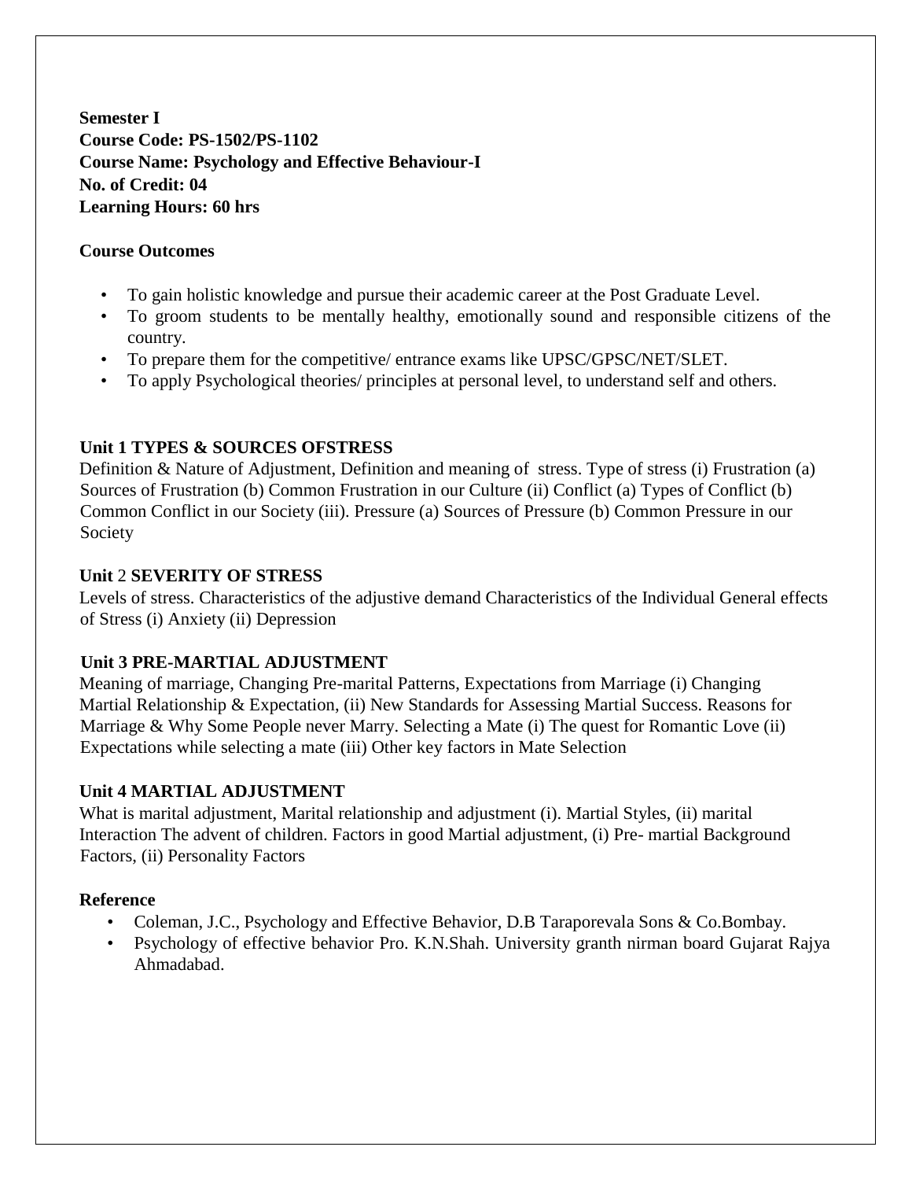**Semester I**
**Course Code: PS-1502/PS-1102**
**Course Name: Psychology and Effective Behaviour-I**
**No. of Credit: 04**
**Learning Hours: 60 hrs**

**Course Outcomes**

- To gain holistic knowledge and pursue their academic career at the Post Graduate Level.
- To groom students to be mentally healthy, emotionally sound and responsible citizens of the country.
- To prepare them for the competitive/ entrance exams like UPSC/GPSC/NET/SLET.
- To apply Psychological theories/ principles at personal level, to understand self and others.

**Unit 1 TYPES & SOURCES OFSTRESS**

Definition & Nature of Adjustment, Definition and meaning of stress. Type of stress (i) Frustration (a) Sources of Frustration (b) Common Frustration in our Culture (ii) Conflict (a) Types of Conflict (b) Common Conflict in our Society (iii). Pressure (a) Sources of Pressure (b) Common Pressure in our Society

**Unit** 2 **SEVERITY OF STRESS**

Levels of stress. Characteristics of the adjustive demand Characteristics of the Individual General effects of Stress (i) Anxiety (ii) Depression

**Unit 3 PRE-MARTIAL ADJUSTMENT**

Meaning of marriage, Changing Pre-marital Patterns, Expectations from Marriage (i) Changing Martial Relationship & Expectation, (ii) New Standards for Assessing Martial Success. Reasons for Marriage & Why Some People never Marry. Selecting a Mate (i) The quest for Romantic Love (ii) Expectations while selecting a mate (iii) Other key factors in Mate Selection

**Unit 4 MARTIAL ADJUSTMENT**

What is marital adjustment, Marital relationship and adjustment (i). Martial Styles, (ii) marital Interaction The advent of children. Factors in good Martial adjustment, (i) Pre- martial Background Factors, (ii) Personality Factors

**Reference**

- Coleman, J.C., Psychology and Effective Behavior, D.B Taraporevala Sons & Co.Bombay.
- Psychology of effective behavior Pro. K.N.Shah. University granth nirman board Gujarat Rajya Ahmadabad.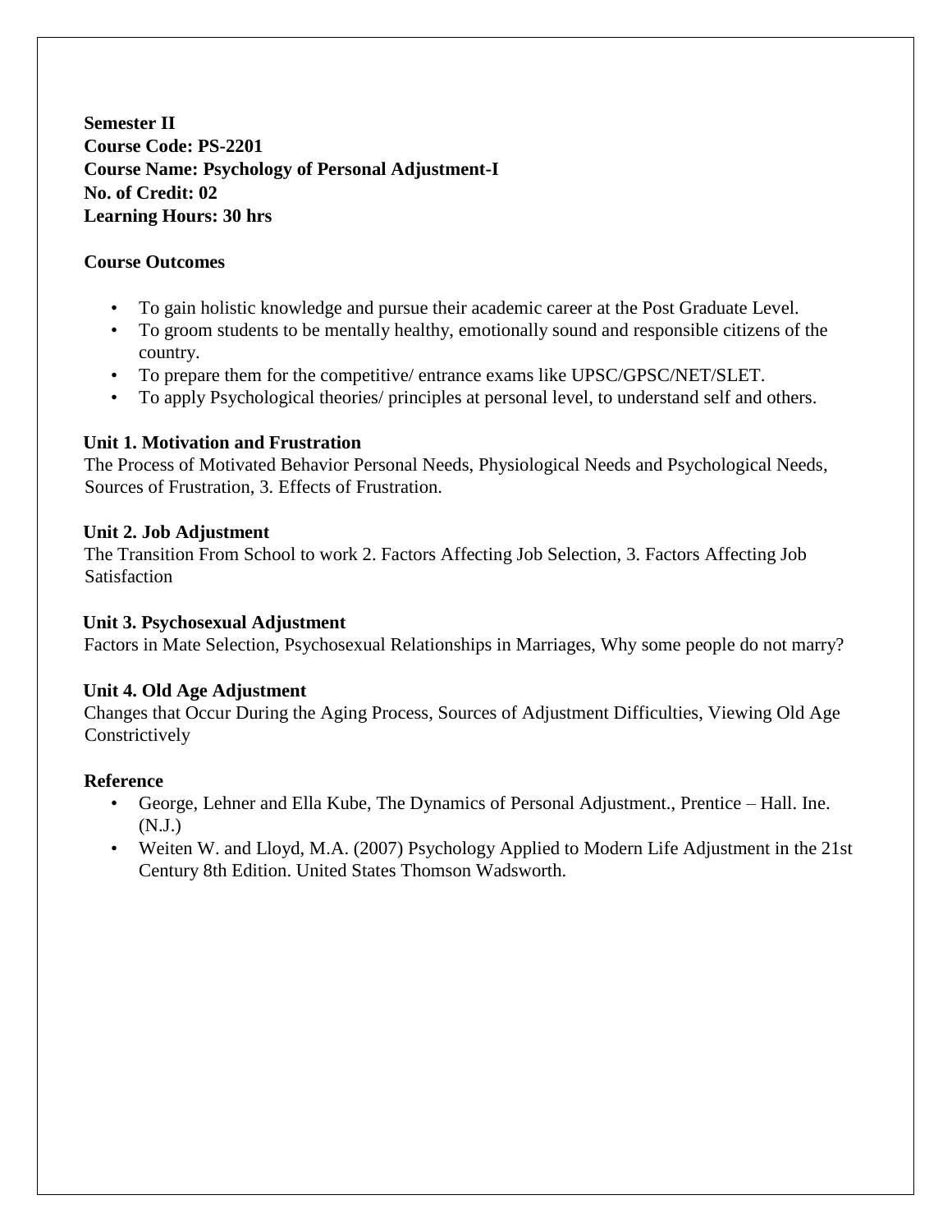**Semester II**
**Course Code: PS-2201**
**Course Name: Psychology of Personal Adjustment-I**
**No. of Credit: 02**
**Learning Hours: 30 hrs**

**Course Outcomes**

- To gain holistic knowledge and pursue their academic career at the Post Graduate Level.
- To groom students to be mentally healthy, emotionally sound and responsible citizens of the country.
- To prepare them for the competitive/ entrance exams like UPSC/GPSC/NET/SLET.
- To apply Psychological theories/ principles at personal level, to understand self and others.

**Unit 1. Motivation and Frustration**

The Process of Motivated Behavior Personal Needs, Physiological Needs and Psychological Needs, Sources of Frustration, 3. Effects of Frustration.

**Unit 2. Job Adjustment**

The Transition From School to work 2. Factors Affecting Job Selection, 3. Factors Affecting Job Satisfaction

**Unit 3. Psychosexual Adjustment**

Factors in Mate Selection, Psychosexual Relationships in Marriages, Why some people do not marry?

**Unit 4. Old Age Adjustment**

Changes that Occur During the Aging Process, Sources of Adjustment Difficulties, Viewing Old Age Constrictively

**Reference**

- George, Lehner and Ella Kube, The Dynamics of Personal Adjustment., Prentice – Hall. Ine. (N.J.)
- Weiten W. and Lloyd, M.A. (2007) Psychology Applied to Modern Life Adjustment in the 21st Century 8th Edition. United States Thomson Wadsworth.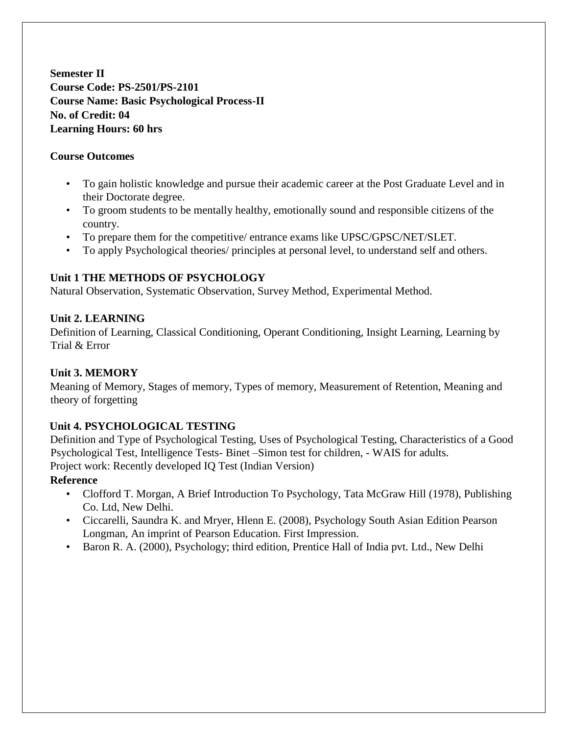**Semester II**
**Course Code: PS-2501/PS-2101**
**Course Name: Basic Psychological Process-II**
**No. of Credit: 04**
**Learning Hours: 60 hrs**

**Course Outcomes**

- To gain holistic knowledge and pursue their academic career at the Post Graduate Level and in their Doctorate degree.
- To groom students to be mentally healthy, emotionally sound and responsible citizens of the country.
- To prepare them for the competitive/ entrance exams like UPSC/GPSC/NET/SLET.
- To apply Psychological theories/ principles at personal level, to understand self and others.

**Unit 1 THE METHODS OF PSYCHOLOGY**

Natural Observation, Systematic Observation, Survey Method, Experimental Method.

**Unit 2. LEARNING**

Definition of Learning, Classical Conditioning, Operant Conditioning, Insight Learning, Learning by Trial & Error

**Unit 3. MEMORY**

Meaning of Memory, Stages of memory, Types of memory, Measurement of Retention, Meaning and theory of forgetting

**Unit 4. PSYCHOLOGICAL TESTING**

Definition and Type of Psychological Testing, Uses of Psychological Testing, Characteristics of a Good Psychological Test, Intelligence Tests- Binet –Simon test for children, - WAIS for adults.
Project work: Recently developed IQ Test (Indian Version)

**Reference**

- Clofford T. Morgan, A Brief Introduction To Psychology, Tata McGraw Hill (1978), Publishing Co. Ltd, New Delhi.
- Ciccarelli, Saundra K. and Mryer, Hlenn E. (2008), Psychology South Asian Edition Pearson Longman, An imprint of Pearson Education. First Impression.
- Baron R. A. (2000), Psychology; third edition, Prentice Hall of India pvt. Ltd., New Delhi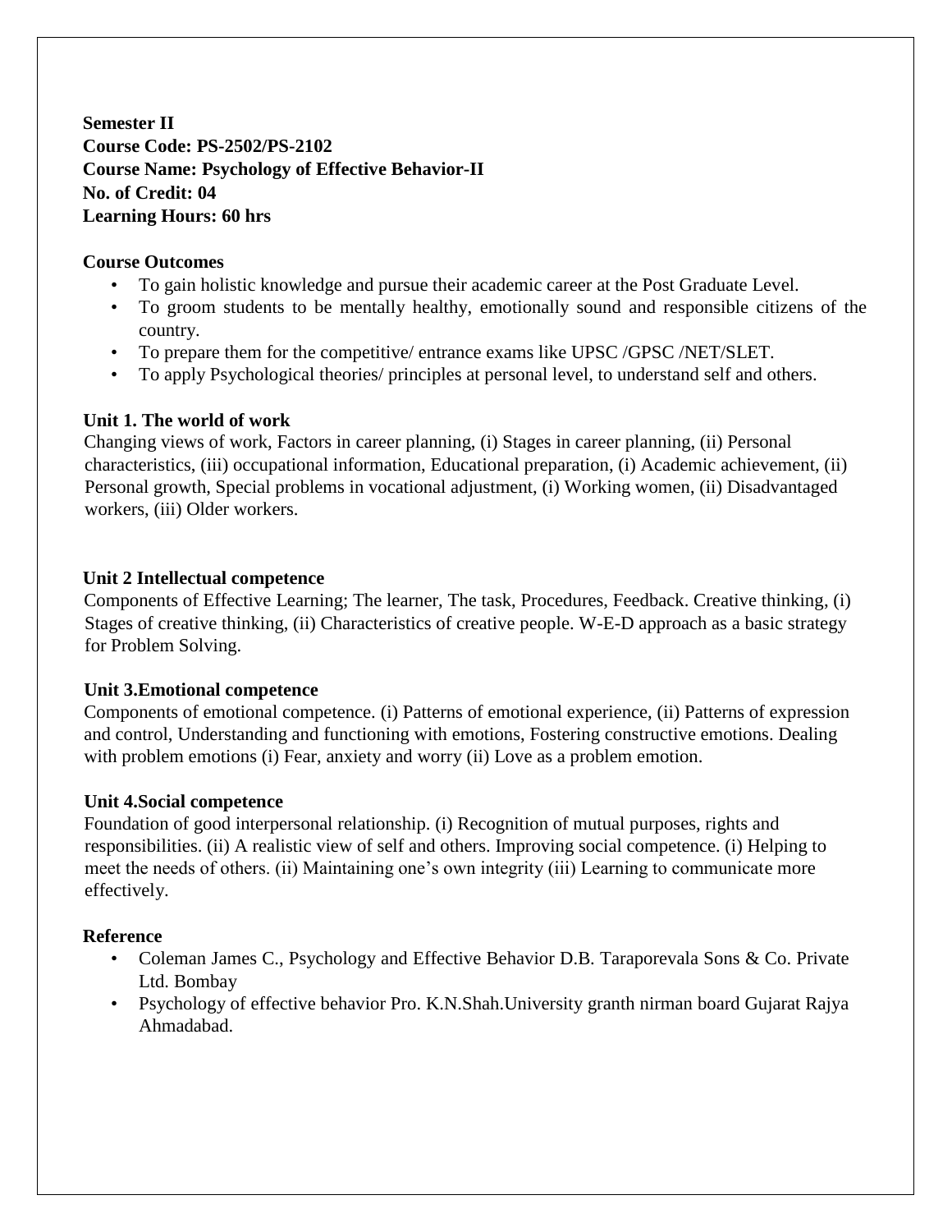**Semester II**
**Course Code: PS-2502/PS-2102**
**Course Name: Psychology of Effective Behavior-II**
**No. of Credit: 04**
**Learning Hours: 60 hrs**

**Course Outcomes**

- To gain holistic knowledge and pursue their academic career at the Post Graduate Level.
- To groom students to be mentally healthy, emotionally sound and responsible citizens of the country.
- To prepare them for the competitive/ entrance exams like UPSC /GPSC /NET/SLET.
- To apply Psychological theories/ principles at personal level, to understand self and others.

**Unit 1. The world of work**

Changing views of work, Factors in career planning, (i) Stages in career planning, (ii) Personal characteristics, (iii) occupational information, Educational preparation, (i) Academic achievement, (ii) Personal growth, Special problems in vocational adjustment, (i) Working women, (ii) Disadvantaged workers, (iii) Older workers.

**Unit 2 Intellectual competence**

Components of Effective Learning; The learner, The task, Procedures, Feedback. Creative thinking, (i) Stages of creative thinking, (ii) Characteristics of creative people. W-E-D approach as a basic strategy for Problem Solving.

**Unit 3.Emotional competence**

Components of emotional competence. (i) Patterns of emotional experience, (ii) Patterns of expression and control, Understanding and functioning with emotions, Fostering constructive emotions. Dealing with problem emotions (i) Fear, anxiety and worry (ii) Love as a problem emotion.

**Unit 4.Social competence**

Foundation of good interpersonal relationship. (i) Recognition of mutual purposes, rights and responsibilities. (ii) A realistic view of self and others. Improving social competence. (i) Helping to meet the needs of others. (ii) Maintaining one's own integrity (iii) Learning to communicate more effectively.

**Reference**

- Coleman James C., Psychology and Effective Behavior D.B. Taraporevala Sons & Co. Private Ltd. Bombay
- Psychology of effective behavior Pro. K.N.Shah.University granth nirman board Gujarat Rajya Ahmadabad.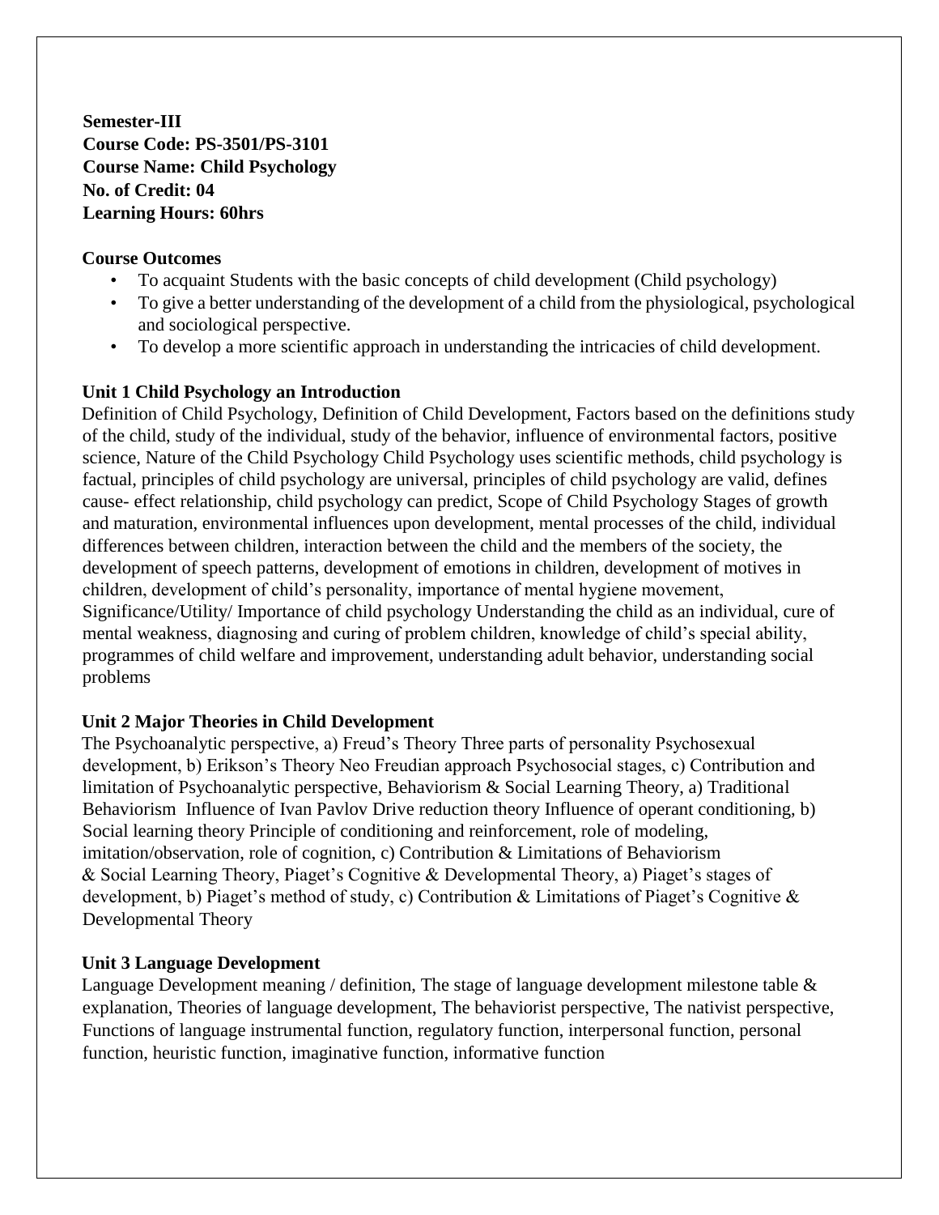**Semester-III**
**Course Code: PS-3501/PS-3101**
**Course Name: Child Psychology**
**No. of Credit: 04**
**Learning Hours: 60hrs**

**Course Outcomes**

- To acquaint Students with the basic concepts of child development (Child psychology)
- To give a better understanding of the development of a child from the physiological, psychological and sociological perspective.
- To develop a more scientific approach in understanding the intricacies of child development.

**Unit 1 Child Psychology an Introduction**

Definition of Child Psychology, Definition of Child Development, Factors based on the definitions study of the child, study of the individual, study of the behavior, influence of environmental factors, positive science, Nature of the Child Psychology Child Psychology uses scientific methods, child psychology is factual, principles of child psychology are universal, principles of child psychology are valid, defines cause- effect relationship, child psychology can predict, Scope of Child Psychology Stages of growth and maturation, environmental influences upon development, mental processes of the child, individual differences between children, interaction between the child and the members of the society, the development of speech patterns, development of emotions in children, development of motives in children, development of child's personality, importance of mental hygiene movement, Significance/Utility/ Importance of child psychology Understanding the child as an individual, cure of mental weakness, diagnosing and curing of problem children, knowledge of child's special ability, programmes of child welfare and improvement, understanding adult behavior, understanding social problems

**Unit 2 Major Theories in Child Development**

The Psychoanalytic perspective, a) Freud's Theory Three parts of personality Psychosexual development, b) Erikson's Theory Neo Freudian approach Psychosocial stages, c) Contribution and limitation of Psychoanalytic perspective, Behaviorism & Social Learning Theory, a) Traditional Behaviorism Influence of Ivan Pavlov Drive reduction theory Influence of operant conditioning, b) Social learning theory Principle of conditioning and reinforcement, role of modeling, imitation/observation, role of cognition, c) Contribution & Limitations of Behaviorism & Social Learning Theory, Piaget's Cognitive & Developmental Theory, a) Piaget's stages of development, b) Piaget's method of study, c) Contribution & Limitations of Piaget's Cognitive & Developmental Theory

**Unit 3 Language Development**

Language Development meaning / definition, The stage of language development milestone table & explanation, Theories of language development, The behaviorist perspective, The nativist perspective, Functions of language instrumental function, regulatory function, interpersonal function, personal function, heuristic function, imaginative function, informative function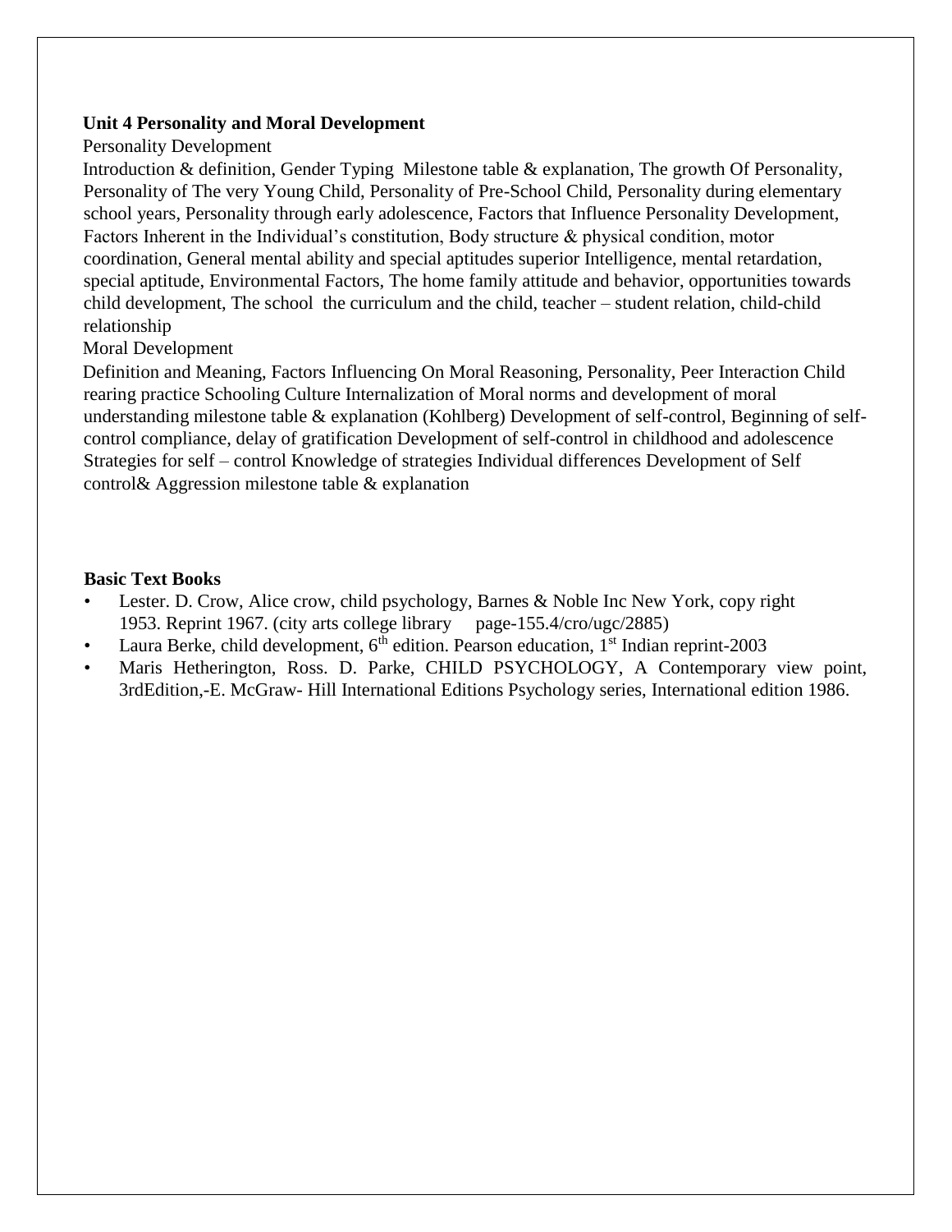**Unit 4 Personality and Moral Development**

Personality Development

Introduction & definition, Gender Typing Milestone table & explanation, The growth Of Personality, Personality of The very Young Child, Personality of Pre-School Child, Personality during elementary school years, Personality through early adolescence, Factors that Influence Personality Development, Factors Inherent in the Individual's constitution, Body structure & physical condition, motor coordination, General mental ability and special aptitudes superior Intelligence, mental retardation, special aptitude, Environmental Factors, The home family attitude and behavior, opportunities towards child development, The school the curriculum and the child, teacher – student relation, child-child relationship

Moral Development

Definition and Meaning, Factors Influencing On Moral Reasoning, Personality, Peer Interaction Child rearing practice Schooling Culture Internalization of Moral norms and development of moral understanding milestone table & explanation (Kohlberg) Development of self-control, Beginning of self-control compliance, delay of gratification Development of self-control in childhood and adolescence Strategies for self – control Knowledge of strategies Individual differences Development of Self control& Aggression milestone table & explanation

**Basic Text Books**

- Lester. D. Crow, Alice crow, child psychology, Barnes & Noble Inc New York, copy right 1953. Reprint 1967. (city arts college library page-155.4/cro/ugc/2885)
- Laura Berke, child development, 6th edition. Pearson education, 1st Indian reprint-2003
- Maris Hetherington, Ross. D. Parke, CHILD PSYCHOLOGY, A Contemporary view point, 3rdEdition,-E. McGraw- Hill International Editions Psychology series, International edition 1986.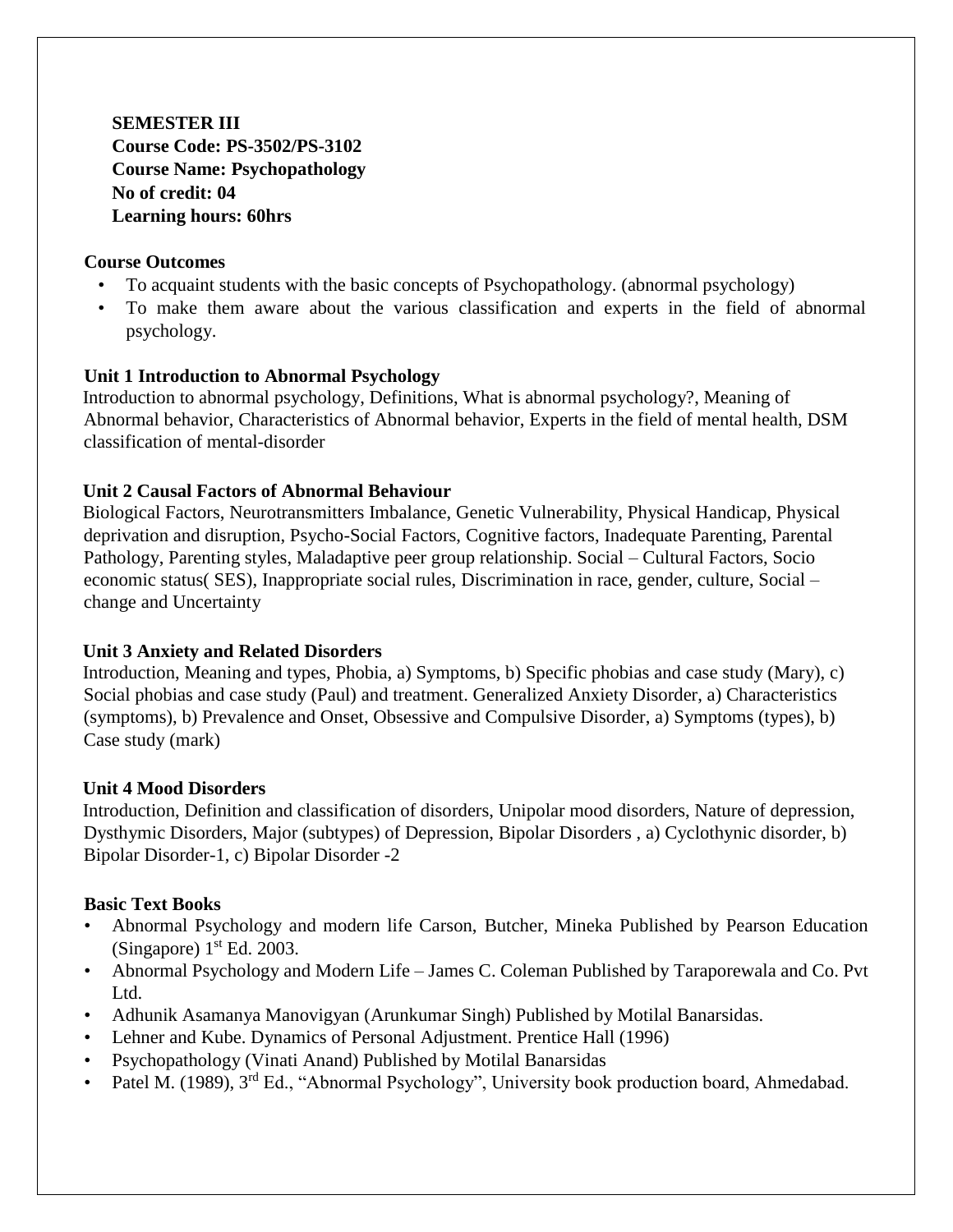**SEMESTER III**
**Course Code: PS-3502/PS-3102**
**Course Name: Psychopathology**
**No of credit: 04**
**Learning hours: 60hrs**

**Course Outcomes**

- To acquaint students with the basic concepts of Psychopathology. (abnormal psychology)
- To make them aware about the various classification and experts in the field of abnormal psychology.

**Unit 1 Introduction to Abnormal Psychology**

Introduction to abnormal psychology, Definitions, What is abnormal psychology?, Meaning of Abnormal behavior, Characteristics of Abnormal behavior, Experts in the field of mental health, DSM classification of mental-disorder

**Unit 2 Causal Factors of Abnormal Behaviour**

Biological Factors, Neurotransmitters Imbalance, Genetic Vulnerability, Physical Handicap, Physical deprivation and disruption, Psycho-Social Factors, Cognitive factors, Inadequate Parenting, Parental Pathology, Parenting styles, Maladaptive peer group relationship. Social – Cultural Factors, Socio economic status( SES), Inappropriate social rules, Discrimination in race, gender, culture, Social – change and Uncertainty

**Unit 3 Anxiety and Related Disorders**

Introduction, Meaning and types, Phobia, a) Symptoms, b) Specific phobias and case study (Mary), c) Social phobias and case study (Paul) and treatment. Generalized Anxiety Disorder, a) Characteristics (symptoms), b) Prevalence and Onset, Obsessive and Compulsive Disorder, a) Symptoms (types), b) Case study (mark)

**Unit 4 Mood Disorders**

Introduction, Definition and classification of disorders, Unipolar mood disorders, Nature of depression, Dysthymic Disorders, Major (subtypes) of Depression, Bipolar Disorders , a) Cyclothynic disorder, b) Bipolar Disorder-1, c) Bipolar Disorder -2

**Basic Text Books**

- Abnormal Psychology and modern life Carson, Butcher, Mineka Published by Pearson Education (Singapore) 1st Ed. 2003.
- Abnormal Psychology and Modern Life – James C. Coleman Published by Taraporewala and Co. Pvt Ltd.
- Adhunik Asamanya Manovigyan (Arunkumar Singh) Published by Motilal Banarsidas.
- Lehner and Kube. Dynamics of Personal Adjustment. Prentice Hall (1996)
- Psychopathology (Vinati Anand) Published by Motilal Banarsidas
- Patel M. (1989), 3rd Ed., "Abnormal Psychology", University book production board, Ahmedabad.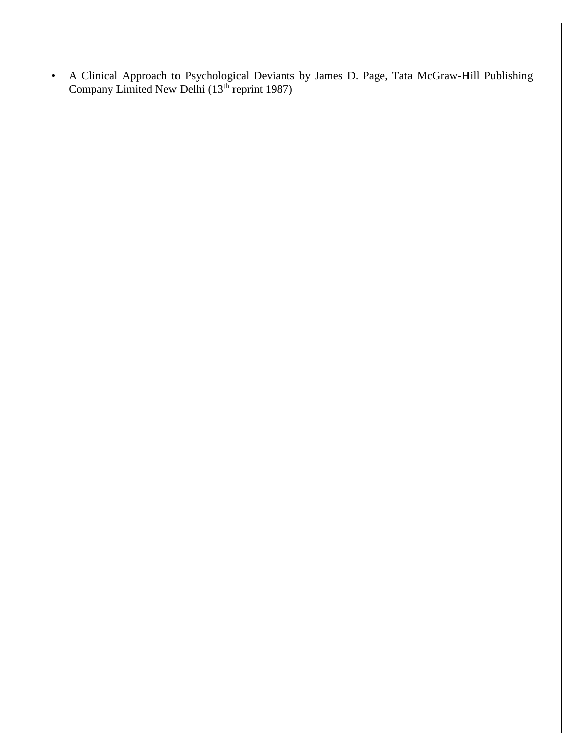- A Clinical Approach to Psychological Deviants by James D. Page, Tata McGraw-Hill Publishing Company Limited New Delhi (13th reprint 1987)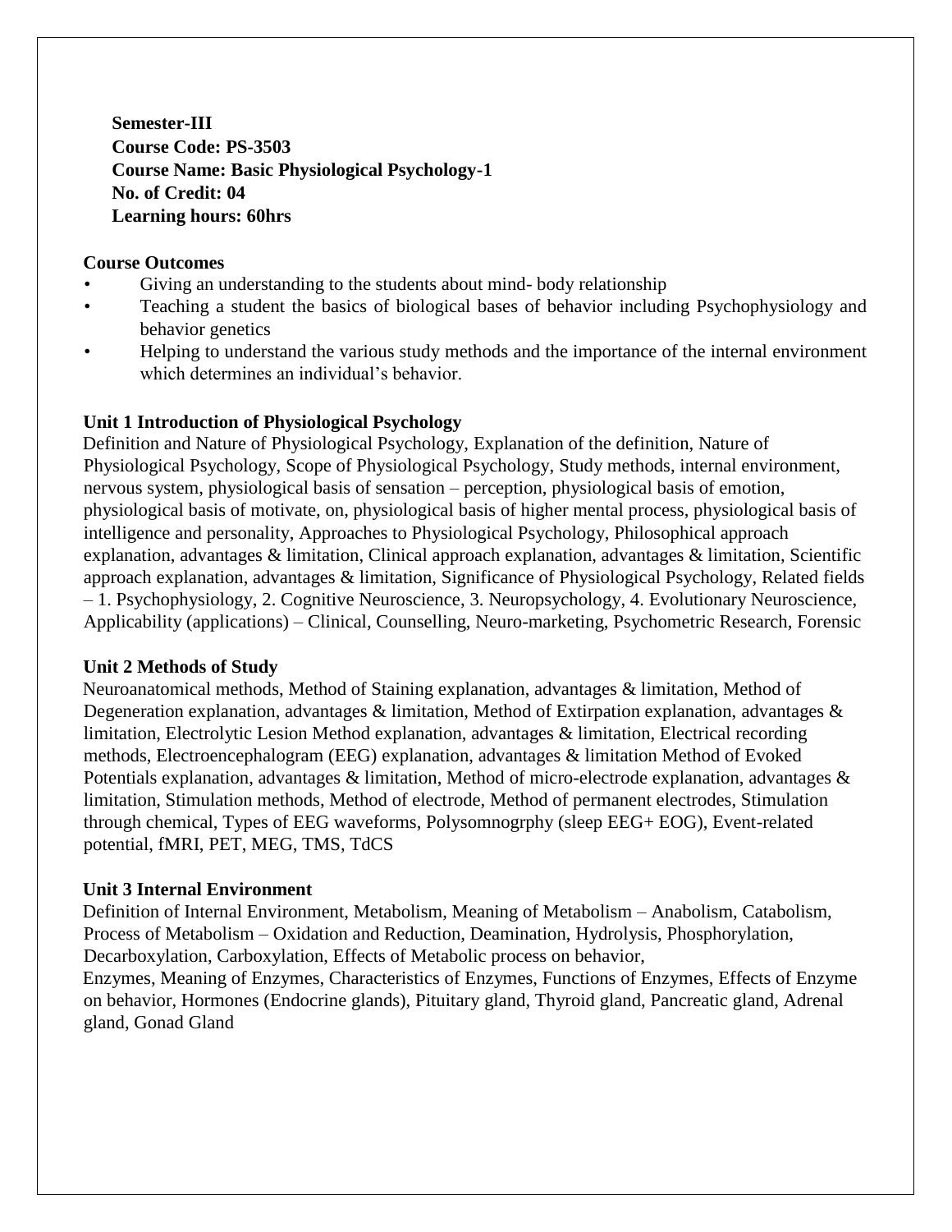**Semester-III**
**Course Code: PS-3503**
**Course Name: Basic Physiological Psychology-1**
**No. of Credit: 04**
**Learning hours: 60hrs**

**Course Outcomes**

- Giving an understanding to the students about mind- body relationship
- Teaching a student the basics of biological bases of behavior including Psychophysiology and behavior genetics
- Helping to understand the various study methods and the importance of the internal environment which determines an individual's behavior.

**Unit 1 Introduction of Physiological Psychology**

Definition and Nature of Physiological Psychology, Explanation of the definition, Nature of Physiological Psychology, Scope of Physiological Psychology, Study methods, internal environment, nervous system, physiological basis of sensation – perception, physiological basis of emotion, physiological basis of motivate, on, physiological basis of higher mental process, physiological basis of intelligence and personality, Approaches to Physiological Psychology, Philosophical approach explanation, advantages & limitation, Clinical approach explanation, advantages & limitation, Scientific approach explanation, advantages & limitation, Significance of Physiological Psychology, Related fields – 1. Psychophysiology, 2. Cognitive Neuroscience, 3. Neuropsychology, 4. Evolutionary Neuroscience, Applicability (applications) – Clinical, Counselling, Neuro-marketing, Psychometric Research, Forensic

**Unit 2 Methods of Study**

Neuroanatomical methods, Method of Staining explanation, advantages & limitation, Method of Degeneration explanation, advantages & limitation, Method of Extirpation explanation, advantages & limitation, Electrolytic Lesion Method explanation, advantages & limitation, Electrical recording methods, Electroencephalogram (EEG) explanation, advantages & limitation Method of Evoked Potentials explanation, advantages & limitation, Method of micro-electrode explanation, advantages & limitation, Stimulation methods, Method of electrode, Method of permanent electrodes, Stimulation through chemical, Types of EEG waveforms, Polysomnogrphy (sleep EEG+ EOG), Event-related potential, fMRI, PET, MEG, TMS, TdCS

**Unit 3 Internal Environment**

Definition of Internal Environment, Metabolism, Meaning of Metabolism – Anabolism, Catabolism, Process of Metabolism – Oxidation and Reduction, Deamination, Hydrolysis, Phosphorylation, Decarboxylation, Carboxylation, Effects of Metabolic process on behavior,
Enzymes, Meaning of Enzymes, Characteristics of Enzymes, Functions of Enzymes, Effects of Enzyme on behavior, Hormones (Endocrine glands), Pituitary gland, Thyroid gland, Pancreatic gland, Adrenal gland, Gonad Gland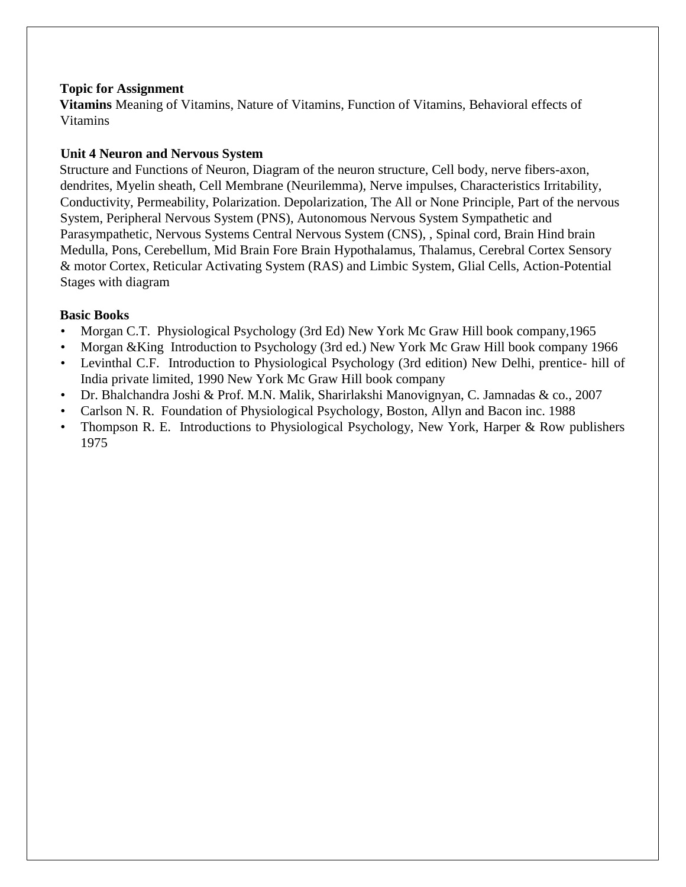**Topic for Assignment**

**Vitamins** Meaning of Vitamins, Nature of Vitamins, Function of Vitamins, Behavioral effects of Vitamins

**Unit 4 Neuron and Nervous System**

Structure and Functions of Neuron, Diagram of the neuron structure, Cell body, nerve fibers-axon, dendrites, Myelin sheath, Cell Membrane (Neurilemma), Nerve impulses, Characteristics Irritability, Conductivity, Permeability, Polarization. Depolarization, The All or None Principle, Part of the nervous System, Peripheral Nervous System (PNS), Autonomous Nervous System Sympathetic and Parasympathetic, Nervous Systems Central Nervous System (CNS), , Spinal cord, Brain Hind brain Medulla, Pons, Cerebellum, Mid Brain Fore Brain Hypothalamus, Thalamus, Cerebral Cortex Sensory & motor Cortex, Reticular Activating System (RAS) and Limbic System, Glial Cells, Action-Potential Stages with diagram

**Basic Books**

- Morgan C.T. Physiological Psychology (3rd Ed) New York Mc Graw Hill book company,1965
- Morgan &King Introduction to Psychology (3rd ed.) New York Mc Graw Hill book company 1966
- Levinthal C.F. Introduction to Physiological Psychology (3rd edition) New Delhi, prentice- hill of India private limited, 1990 New York Mc Graw Hill book company
- Dr. Bhalchandra Joshi & Prof. M.N. Malik, Sharirlakshi Manovignyan, C. Jamnadas & co., 2007
- Carlson N. R. Foundation of Physiological Psychology, Boston, Allyn and Bacon inc. 1988
- Thompson R. E. Introductions to Physiological Psychology, New York, Harper & Row publishers 1975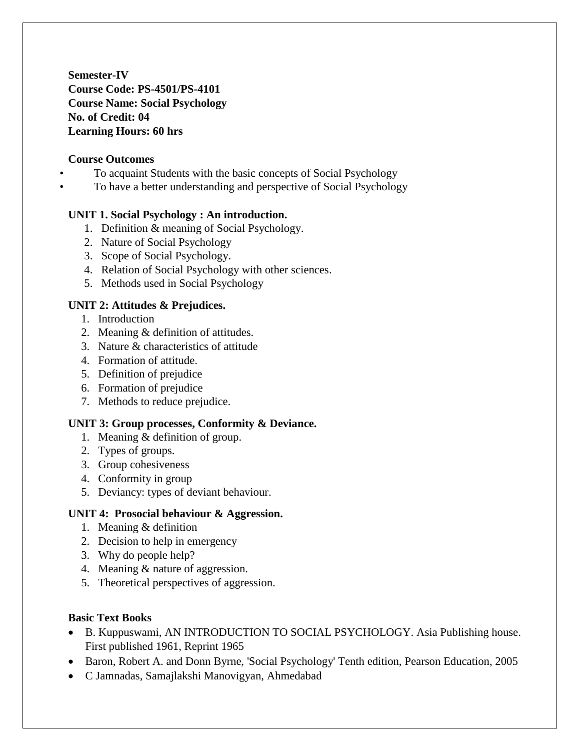**Semester-IV**
**Course Code: PS-4501/PS-4101**
**Course Name: Social Psychology**
**No. of Credit: 04**
**Learning Hours: 60 hrs**

**Course Outcomes**

- To acquaint Students with the basic concepts of Social Psychology
- To have a better understanding and perspective of Social Psychology

**UNIT 1. Social Psychology : An introduction.**

1. Definition & meaning of Social Psychology.
2. Nature of Social Psychology
3. Scope of Social Psychology.
4. Relation of Social Psychology with other sciences.
5. Methods used in Social Psychology

**UNIT 2: Attitudes & Prejudices.**

1. Introduction
2. Meaning & definition of attitudes.
3. Nature & characteristics of attitude
4. Formation of attitude.
5. Definition of prejudice
6. Formation of prejudice
7. Methods to reduce prejudice.

**UNIT 3: Group processes, Conformity & Deviance.**

1. Meaning & definition of group.
2. Types of groups.
3. Group cohesiveness
4. Conformity in group
5. Deviancy: types of deviant behaviour.

**UNIT 4: Prosocial behaviour & Aggression.**

1. Meaning & definition
2. Decision to help in emergency
3. Why do people help?
4. Meaning & nature of aggression.
5. Theoretical perspectives of aggression.

**Basic Text Books**

- B. Kuppuswami, AN INTRODUCTION TO SOCIAL PSYCHOLOGY. Asia Publishing house. First published 1961, Reprint 1965
- Baron, Robert A. and Donn Byrne, 'Social Psychology' Tenth edition, Pearson Education, 2005
- C Jamnadas, Samajlakshi Manovigyan, Ahmedabad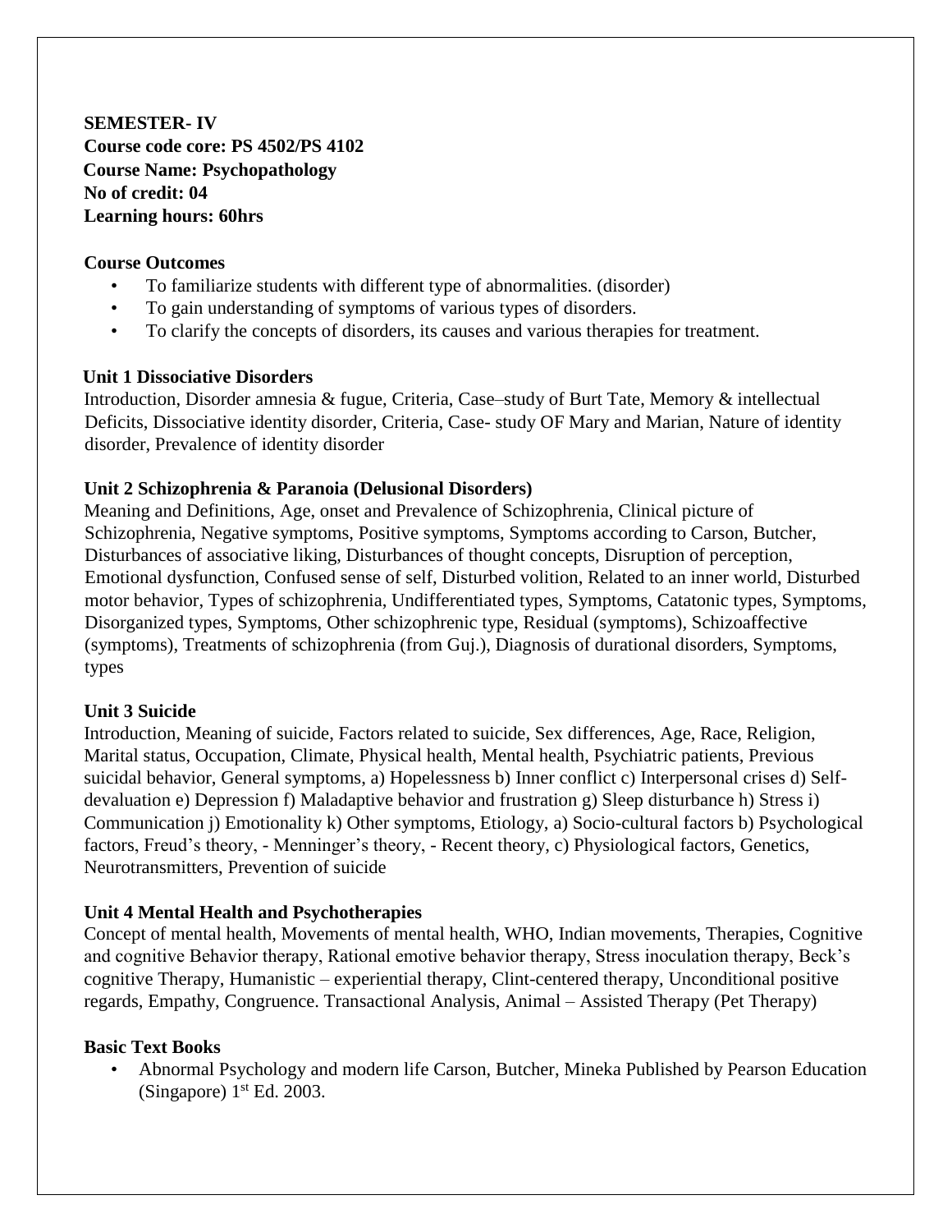**SEMESTER- IV**
**Course code core: PS 4502/PS 4102**
**Course Name: Psychopathology**
**No of credit: 04**
**Learning hours: 60hrs**

**Course Outcomes**

- To familiarize students with different type of abnormalities. (disorder)
- To gain understanding of symptoms of various types of disorders.
- To clarify the concepts of disorders, its causes and various therapies for treatment.

**Unit 1 Dissociative Disorders**

Introduction, Disorder amnesia & fugue, Criteria, Case–study of Burt Tate, Memory & intellectual Deficits, Dissociative identity disorder, Criteria, Case- study OF Mary and Marian, Nature of identity disorder, Prevalence of identity disorder

**Unit 2 Schizophrenia & Paranoia (Delusional Disorders)**

Meaning and Definitions, Age, onset and Prevalence of Schizophrenia, Clinical picture of Schizophrenia, Negative symptoms, Positive symptoms, Symptoms according to Carson, Butcher, Disturbances of associative liking, Disturbances of thought concepts, Disruption of perception, Emotional dysfunction, Confused sense of self, Disturbed volition, Related to an inner world, Disturbed motor behavior, Types of schizophrenia, Undifferentiated types, Symptoms, Catatonic types, Symptoms, Disorganized types, Symptoms, Other schizophrenic type, Residual (symptoms), Schizoaffective (symptoms), Treatments of schizophrenia (from Guj.), Diagnosis of durational disorders, Symptoms, types

**Unit 3 Suicide**

Introduction, Meaning of suicide, Factors related to suicide, Sex differences, Age, Race, Religion, Marital status, Occupation, Climate, Physical health, Mental health, Psychiatric patients, Previous suicidal behavior, General symptoms, a) Hopelessness b) Inner conflict c) Interpersonal crises d) Self-devaluation e) Depression f) Maladaptive behavior and frustration g) Sleep disturbance h) Stress i) Communication j) Emotionality k) Other symptoms, Etiology, a) Socio-cultural factors b) Psychological factors, Freud's theory, - Menninger's theory, - Recent theory, c) Physiological factors, Genetics, Neurotransmitters, Prevention of suicide

**Unit 4 Mental Health and Psychotherapies**

Concept of mental health, Movements of mental health, WHO, Indian movements, Therapies, Cognitive and cognitive Behavior therapy, Rational emotive behavior therapy, Stress inoculation therapy, Beck's cognitive Therapy, Humanistic – experiential therapy, Clint-centered therapy, Unconditional positive regards, Empathy, Congruence. Transactional Analysis, Animal – Assisted Therapy (Pet Therapy)

**Basic Text Books**

- Abnormal Psychology and modern life Carson, Butcher, Mineka Published by Pearson Education (Singapore) 1st Ed. 2003.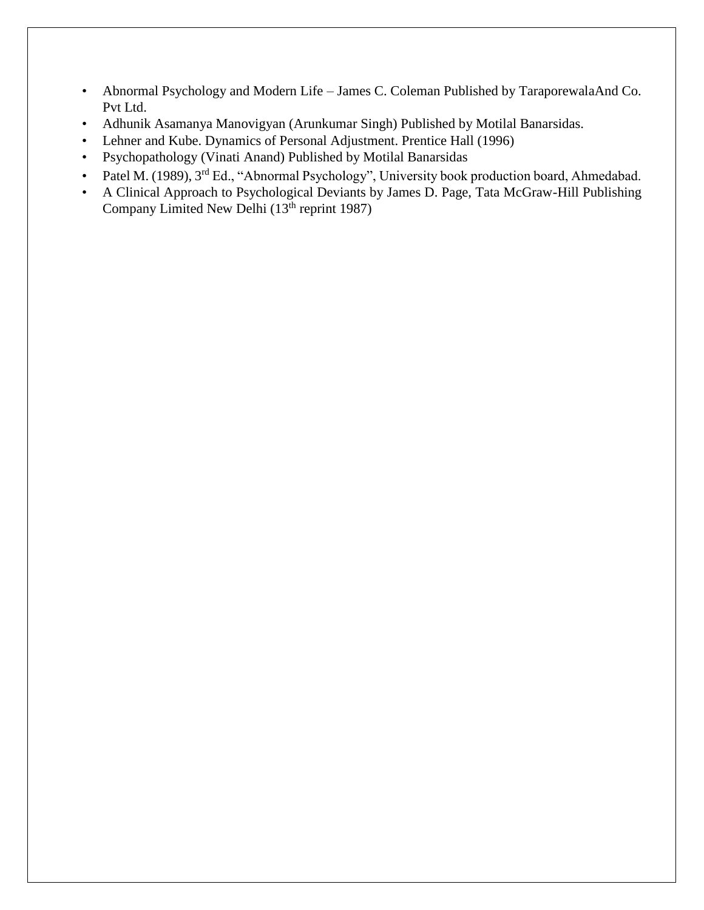- Abnormal Psychology and Modern Life – James C. Coleman Published by TaraporewalaAnd Co. Pvt Ltd.
- Adhunik Asamanya Manovigyan (Arunkumar Singh) Published by Motilal Banarsidas.
- Lehner and Kube. Dynamics of Personal Adjustment. Prentice Hall (1996)
- Psychopathology (Vinati Anand) Published by Motilal Banarsidas
- Patel M. (1989), 3rd Ed., "Abnormal Psychology", University book production board, Ahmedabad.
- A Clinical Approach to Psychological Deviants by James D. Page, Tata McGraw-Hill Publishing Company Limited New Delhi (13th reprint 1987)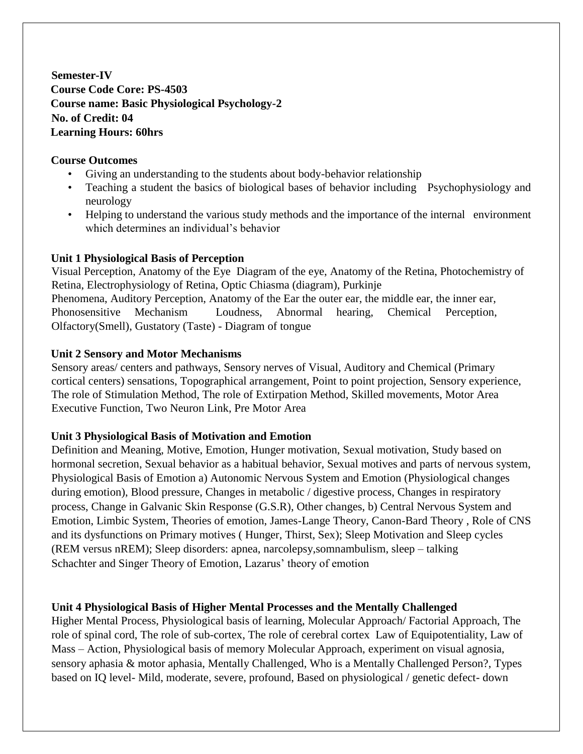**Semester-IV**
**Course Code Core: PS-4503**
**Course name: Basic Physiological Psychology-2**
**No. of Credit: 04**
**Learning Hours: 60hrs**

**Course Outcomes**

- Giving an understanding to the students about body-behavior relationship
- Teaching a student the basics of biological bases of behavior including Psychophysiology and neurology
- Helping to understand the various study methods and the importance of the internal environment which determines an individual's behavior

**Unit 1 Physiological Basis of Perception**

Visual Perception, Anatomy of the Eye Diagram of the eye, Anatomy of the Retina, Photochemistry of Retina, Electrophysiology of Retina, Optic Chiasma (diagram), Purkinje Phenomena, Auditory Perception, Anatomy of the Ear the outer ear, the middle ear, the inner ear, Phonosensitive Mechanism Loudness, Abnormal hearing, Chemical Perception, Olfactory(Smell), Gustatory (Taste) - Diagram of tongue

**Unit 2 Sensory and Motor Mechanisms**

Sensory areas/ centers and pathways, Sensory nerves of Visual, Auditory and Chemical (Primary cortical centers) sensations, Topographical arrangement, Point to point projection, Sensory experience, The role of Stimulation Method, The role of Extirpation Method, Skilled movements, Motor Area Executive Function, Two Neuron Link, Pre Motor Area

**Unit 3 Physiological Basis of Motivation and Emotion**

Definition and Meaning, Motive, Emotion, Hunger motivation, Sexual motivation, Study based on hormonal secretion, Sexual behavior as a habitual behavior, Sexual motives and parts of nervous system, Physiological Basis of Emotion a) Autonomic Nervous System and Emotion (Physiological changes during emotion), Blood pressure, Changes in metabolic / digestive process, Changes in respiratory process, Change in Galvanic Skin Response (G.S.R), Other changes, b) Central Nervous System and Emotion, Limbic System, Theories of emotion, James-Lange Theory, Canon-Bard Theory , Role of CNS and its dysfunctions on Primary motives ( Hunger, Thirst, Sex); Sleep Motivation and Sleep cycles (REM versus nREM); Sleep disorders: apnea, narcolepsy,somnambulism, sleep – talking Schachter and Singer Theory of Emotion, Lazarus' theory of emotion

**Unit 4 Physiological Basis of Higher Mental Processes and the Mentally Challenged**

Higher Mental Process, Physiological basis of learning, Molecular Approach/ Factorial Approach, The role of spinal cord, The role of sub-cortex, The role of cerebral cortex Law of Equipotentiality, Law of Mass – Action, Physiological basis of memory Molecular Approach, experiment on visual agnosia, sensory aphasia & motor aphasia, Mentally Challenged, Who is a Mentally Challenged Person?, Types based on IQ level- Mild, moderate, severe, profound, Based on physiological / genetic defect- down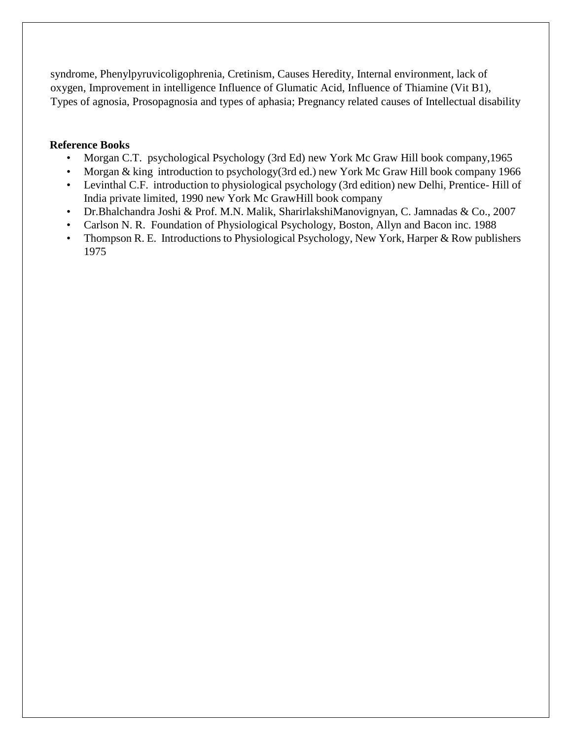syndrome, Phenylpyruvicoligophrenia, Cretinism, Causes Heredity, Internal environment, lack of oxygen, Improvement in intelligence Influence of Glumatic Acid, Influence of Thiamine (Vit B1), Types of agnosia, Prosopagnosia and types of aphasia; Pregnancy related causes of Intellectual disability

**Reference Books**

- Morgan C.T. psychological Psychology (3rd Ed) new York Mc Graw Hill book company,1965
- Morgan & king introduction to psychology(3rd ed.) new York Mc Graw Hill book company 1966
- Levinthal C.F. introduction to physiological psychology (3rd edition) new Delhi, Prentice- Hill of India private limited, 1990 new York Mc GrawHill book company
- Dr.Bhalchandra Joshi & Prof. M.N. Malik, SharirlakshiManovignyan, C. Jamnadas & Co., 2007
- Carlson N. R. Foundation of Physiological Psychology, Boston, Allyn and Bacon inc. 1988
- Thompson R. E. Introductions to Physiological Psychology, New York, Harper & Row publishers 1975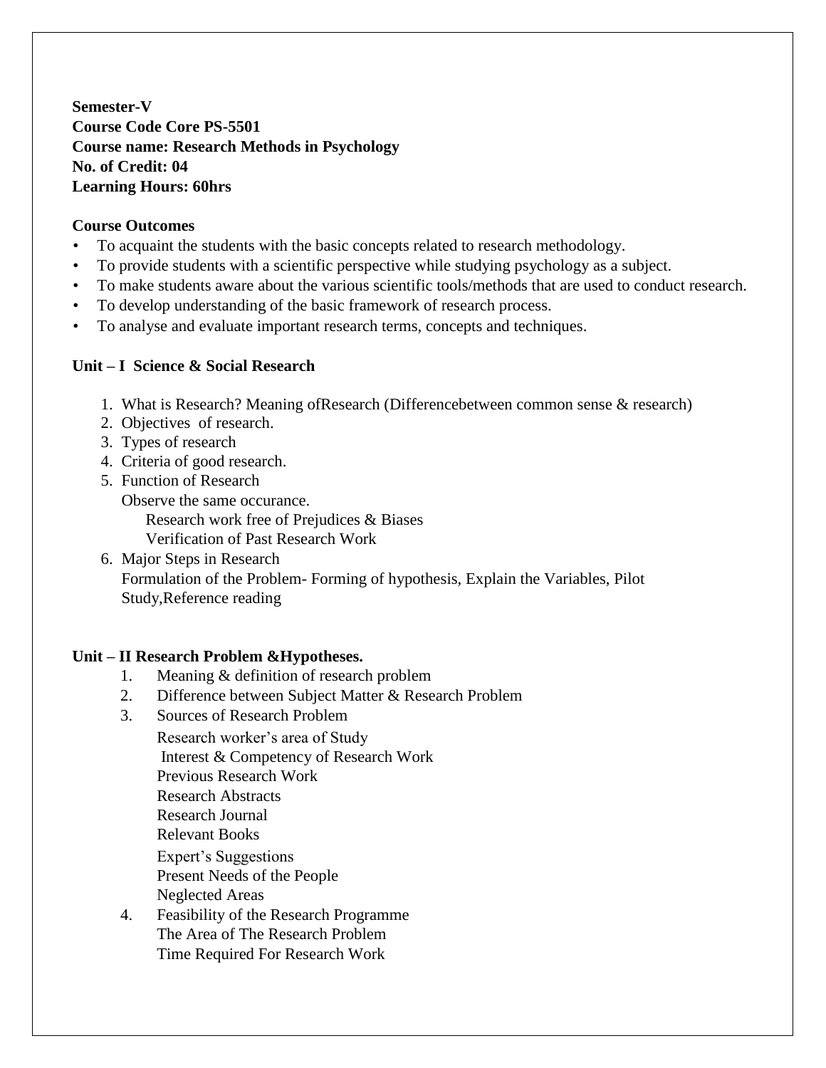**Semester-V**
**Course Code Core PS-5501**
**Course name: Research Methods in Psychology**
**No. of Credit: 04**
**Learning Hours: 60hrs**

**Course Outcomes**

- To acquaint the students with the basic concepts related to research methodology.
- To provide students with a scientific perspective while studying psychology as a subject.
- To make students aware about the various scientific tools/methods that are used to conduct research.
- To develop understanding of the basic framework of research process.
- To analyse and evaluate important research terms, concepts and techniques.

**Unit – I Science & Social Research**

1. What is Research? Meaning ofResearch (Differencebetween common sense & research)
2. Objectives of research.
3. Types of research
4. Criteria of good research.
5. Function of Research
   Observe the same occurance.
   Research work free of Prejudices & Biases
   Verification of Past Research Work
6. Major Steps in Research
   Formulation of the Problem- Forming of hypothesis, Explain the Variables, Pilot Study,Reference reading

**Unit – II Research Problem &Hypotheses.**

1. Meaning & definition of research problem
2. Difference between Subject Matter & Research Problem
3. Sources of Research Problem
   Research worker's area of Study
   Interest & Competency of Research Work
   Previous Research Work
   Research Abstracts
   Research Journal
   Relevant Books
   Expert's Suggestions
   Present Needs of the People
   Neglected Areas
4. Feasibility of the Research Programme
   The Area of The Research Problem
   Time Required For Research Work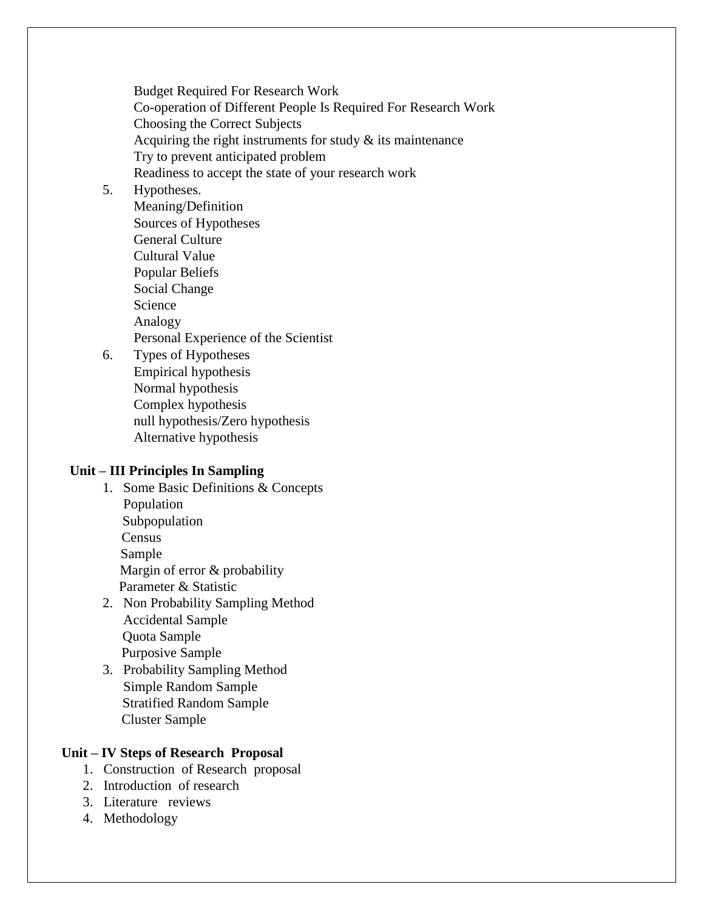- Budget Required For Research Work
- Co-operation of Different People Is Required For Research Work
- Choosing the Correct Subjects
- Acquiring the right instruments for study & its maintenance
- Try to prevent anticipated problem
- Readiness to accept the state of your research work

5. Hypotheses.
   - Meaning/Definition
   - Sources of Hypotheses
   - General Culture
   - Cultural Value
   - Popular Beliefs
   - Social Change
   - Science
   - Analogy
   - Personal Experience of the Scientist
6. Types of Hypotheses
   - Empirical hypothesis
   - Normal hypothesis
   - Complex hypothesis
   - null hypothesis/Zero hypothesis
   - Alternative hypothesis

**Unit – III Principles In Sampling**

1. Some Basic Definitions & Concepts
   - Population
   - Subpopulation
   - Census
   - Sample
   - Margin of error & probability
   - Parameter & Statistic
2. Non Probability Sampling Method
   - Accidental Sample
   - Quota Sample
   - Purposive Sample
3. Probability Sampling Method
   - Simple Random Sample
   - Stratified Random Sample
   - Cluster Sample

**Unit – IV Steps of Research Proposal**

1. Construction of Research proposal
2. Introduction of research
3. Literature reviews
4. Methodology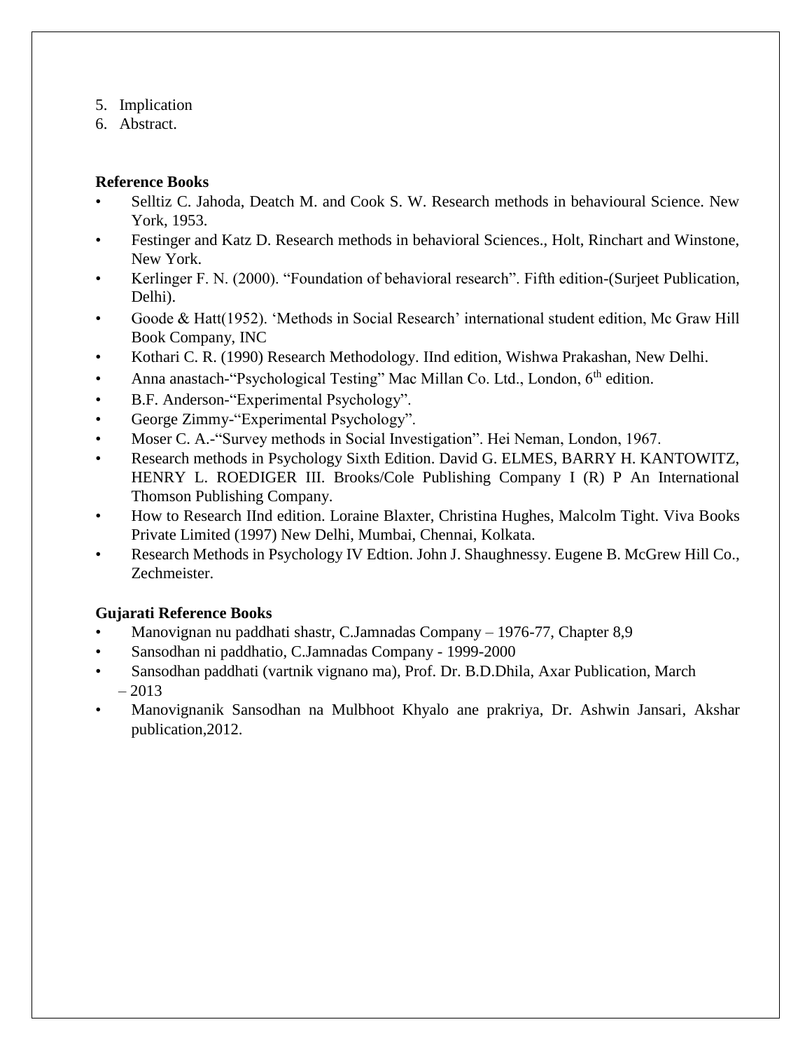5. Implication
6. Abstract.

**Reference Books**

- Selltiz C. Jahoda, Deatch M. and Cook S. W. Research methods in behavioural Science. New York, 1953.
- Festinger and Katz D. Research methods in behavioral Sciences., Holt, Rinchart and Winstone, New York.
- Kerlinger F. N. (2000). "Foundation of behavioral research". Fifth edition-(Surjeet Publication, Delhi).
- Goode & Hatt(1952). 'Methods in Social Research' international student edition, Mc Graw Hill Book Company, INC
- Kothari C. R. (1990) Research Methodology. IInd edition, Wishwa Prakashan, New Delhi.
- Anna anastach-"Psychological Testing" Mac Millan Co. Ltd., London, 6th edition.
- B.F. Anderson-"Experimental Psychology".
- George Zimmy-"Experimental Psychology".
- Moser C. A.-"Survey methods in Social Investigation". Hei Neman, London, 1967.
- Research methods in Psychology Sixth Edition. David G. ELMES, BARRY H. KANTOWITZ, HENRY L. ROEDIGER III. Brooks/Cole Publishing Company I (R) P An International Thomson Publishing Company.
- How to Research IInd edition. Loraine Blaxter, Christina Hughes, Malcolm Tight. Viva Books Private Limited (1997) New Delhi, Mumbai, Chennai, Kolkata.
- Research Methods in Psychology IV Edtion. John J. Shaughnessy. Eugene B. McGrew Hill Co., Zechmeister.

**Gujarati Reference Books**

- Manovignan nu paddhati shastr, C.Jamnadas Company – 1976-77, Chapter 8,9
- Sansodhan ni paddhatio, C.Jamnadas Company - 1999-2000
- Sansodhan paddhati (vartnik vignano ma), Prof. Dr. B.D.Dhila, Axar Publication, March – 2013
- Manovignanik Sansodhan na Mulbhoot Khyalo ane prakriya, Dr. Ashwin Jansari, Akshar publication,2012.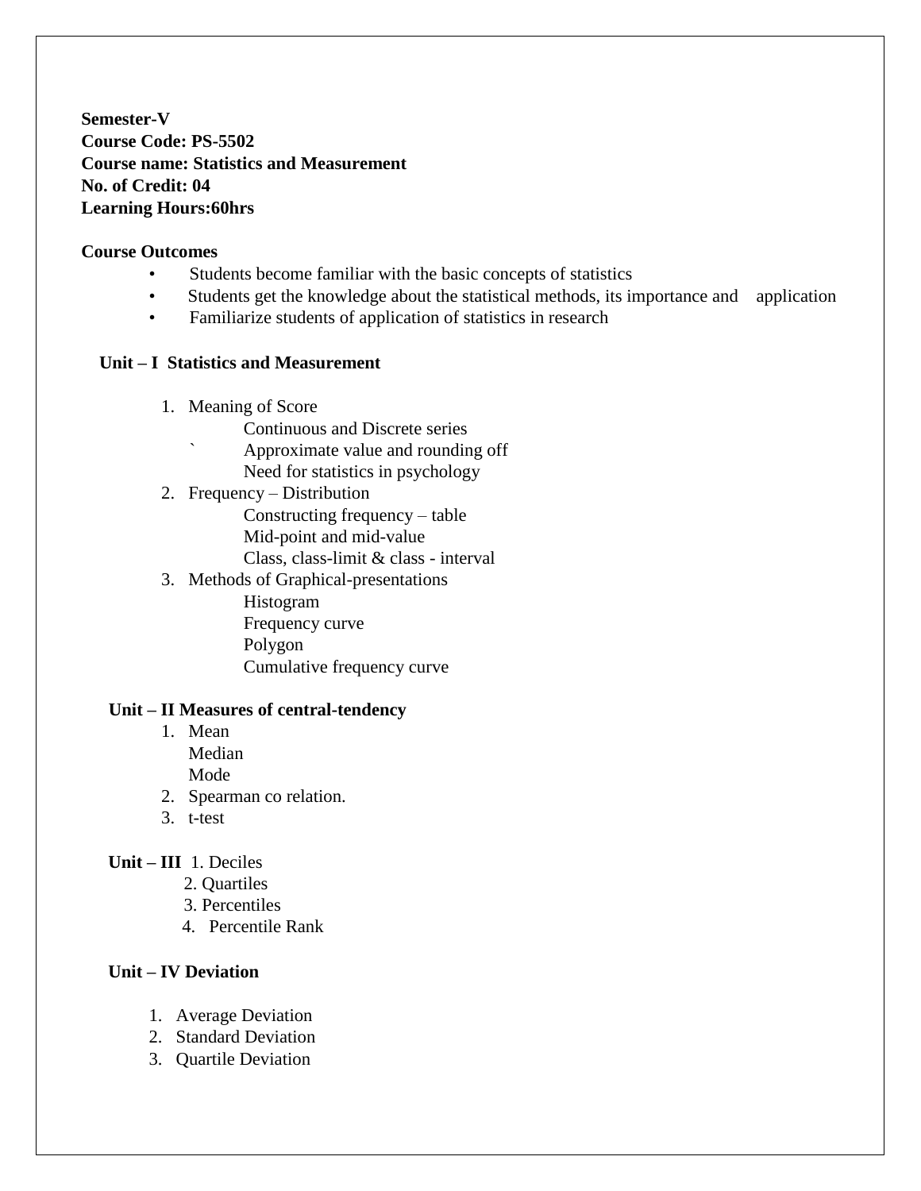**Semester-V**
**Course Code: PS-5502**
**Course name: Statistics and Measurement**
**No. of Credit: 04**
**Learning Hours:60hrs**

**Course Outcomes**

- Students become familiar with the basic concepts of statistics
- Students get the knowledge about the statistical methods, its importance and application
- Familiarize students of application of statistics in research

**Unit – I Statistics and Measurement**

1. Meaning of Score
   - Continuous and Discrete series
   - Approximate value and rounding off
   - Need for statistics in psychology
2. Frequency – Distribution
   - Constructing frequency – table
   - Mid-point and mid-value
   - Class, class-limit & class - interval
3. Methods of Graphical-presentations
   - Histogram
   - Frequency curve
   - Polygon
   - Cumulative frequency curve

**Unit – II Measures of central-tendency**

1. Mean
   Median
   Mode
2. Spearman co relation.
3. t-test

**Unit – III**

1. Deciles
2. Quartiles
3. Percentiles
4. Percentile Rank

**Unit – IV Deviation**

1. Average Deviation
2. Standard Deviation
3. Quartile Deviation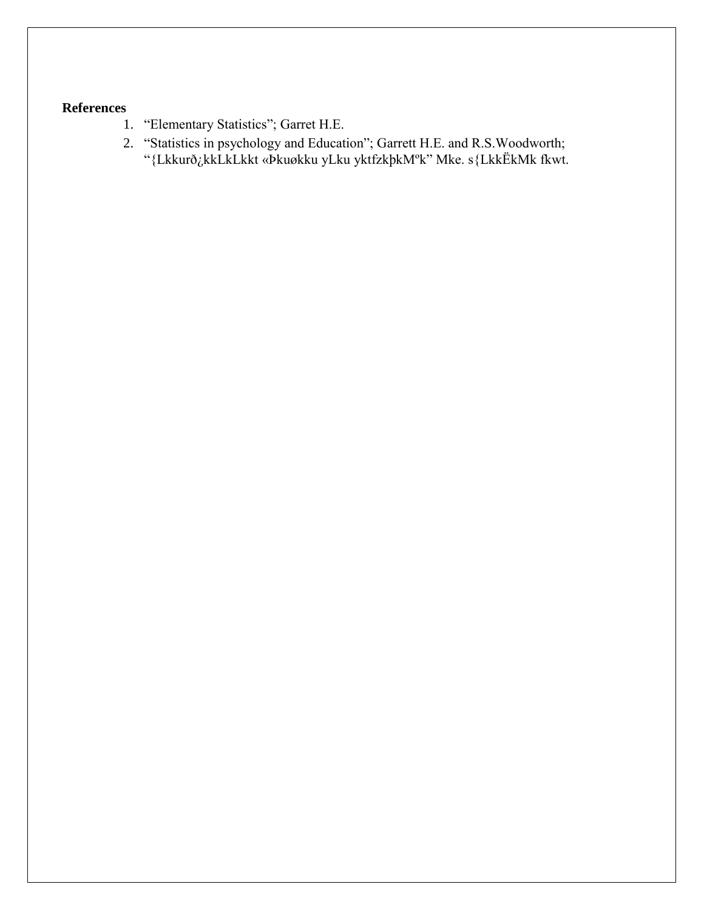**References**

1. “Elementary Statistics”; Garret H.E.
2. “Statistics in psychology and Education”; Garrett H.E. and R.S.Woodworth; “{Lkkurð¿kkLkLkkt «Þkuøkku yLku yktfzkþkMºk” Mke. s{LkkËkMk fkwt.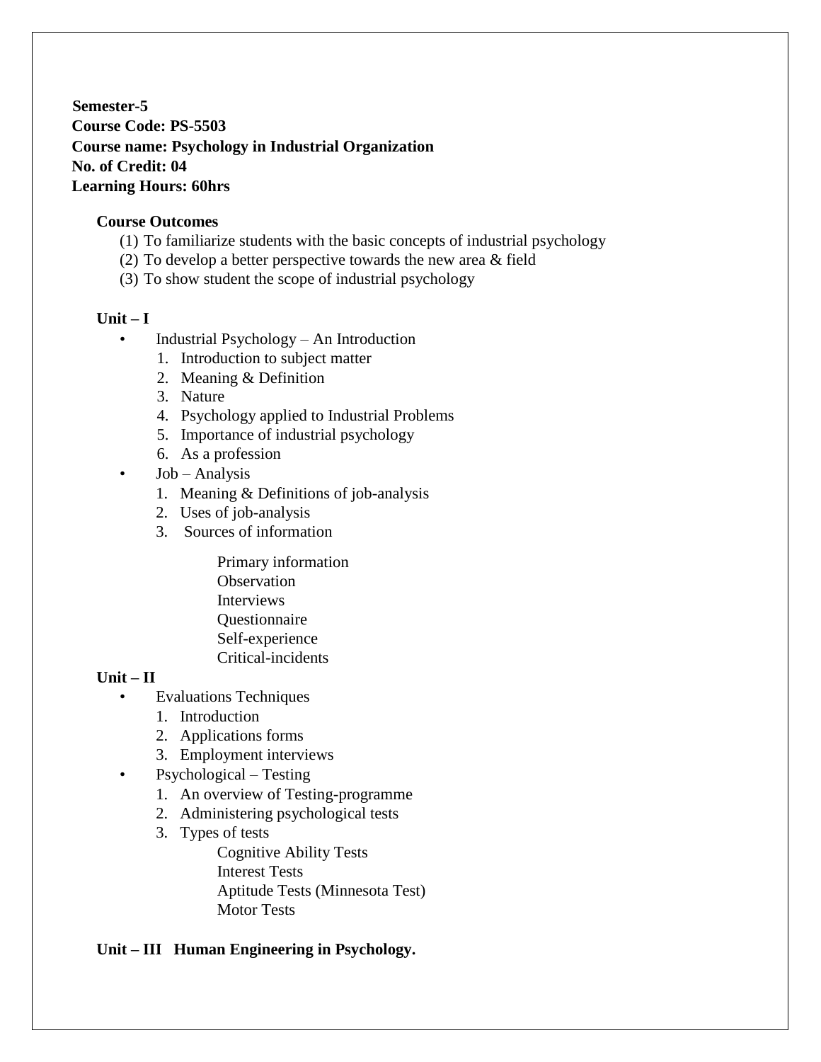**Semester-5**
**Course Code: PS-5503**
**Course name: Psychology in Industrial Organization**
**No. of Credit: 04**
**Learning Hours: 60hrs**

**Course Outcomes**

(1) To familiarize students with the basic concepts of industrial psychology
(2) To develop a better perspective towards the new area & field
(3) To show student the scope of industrial psychology

**Unit – I**

- Industrial Psychology – An Introduction
  1. Introduction to subject matter
  2. Meaning & Definition
  3. Nature
  4. Psychology applied to Industrial Problems
  5. Importance of industrial psychology
  6. As a profession
- Job – Analysis
  1. Meaning & Definitions of job-analysis
  2. Uses of job-analysis
  3. Sources of information

     Primary information
     Observation
     Interviews
     Questionnaire
     Self-experience
     Critical-incidents

**Unit – II**

- Evaluations Techniques
  1. Introduction
  2. Applications forms
  3. Employment interviews
- Psychological – Testing
  1. An overview of Testing-programme
  2. Administering psychological tests
  3. Types of tests

     Cognitive Ability Tests
     Interest Tests
     Aptitude Tests (Minnesota Test)
     Motor Tests

**Unit – III Human Engineering in Psychology.**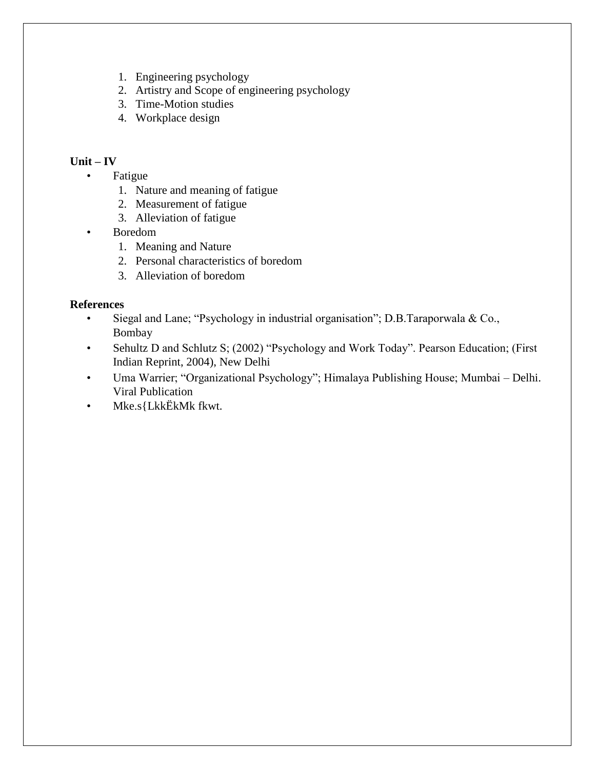1. Engineering psychology
2. Artistry and Scope of engineering psychology
3. Time-Motion studies
4. Workplace design

**Unit – IV**

- Fatigue
  1. Nature and meaning of fatigue
  2. Measurement of fatigue
  3. Alleviation of fatigue
- Boredom
  1. Meaning and Nature
  2. Personal characteristics of boredom
  3. Alleviation of boredom

**References**

- Siegal and Lane; "Psychology in industrial organisation"; D.B.Taraporwala & Co., Bombay
- Sehultz D and Schlutz S; (2002) "Psychology and Work Today". Pearson Education; (First Indian Reprint, 2004), New Delhi
- Uma Warrier; "Organizational Psychology"; Himalaya Publishing House; Mumbai – Delhi. Viral Publication
- Mke.s{LkkËkMk fkwt.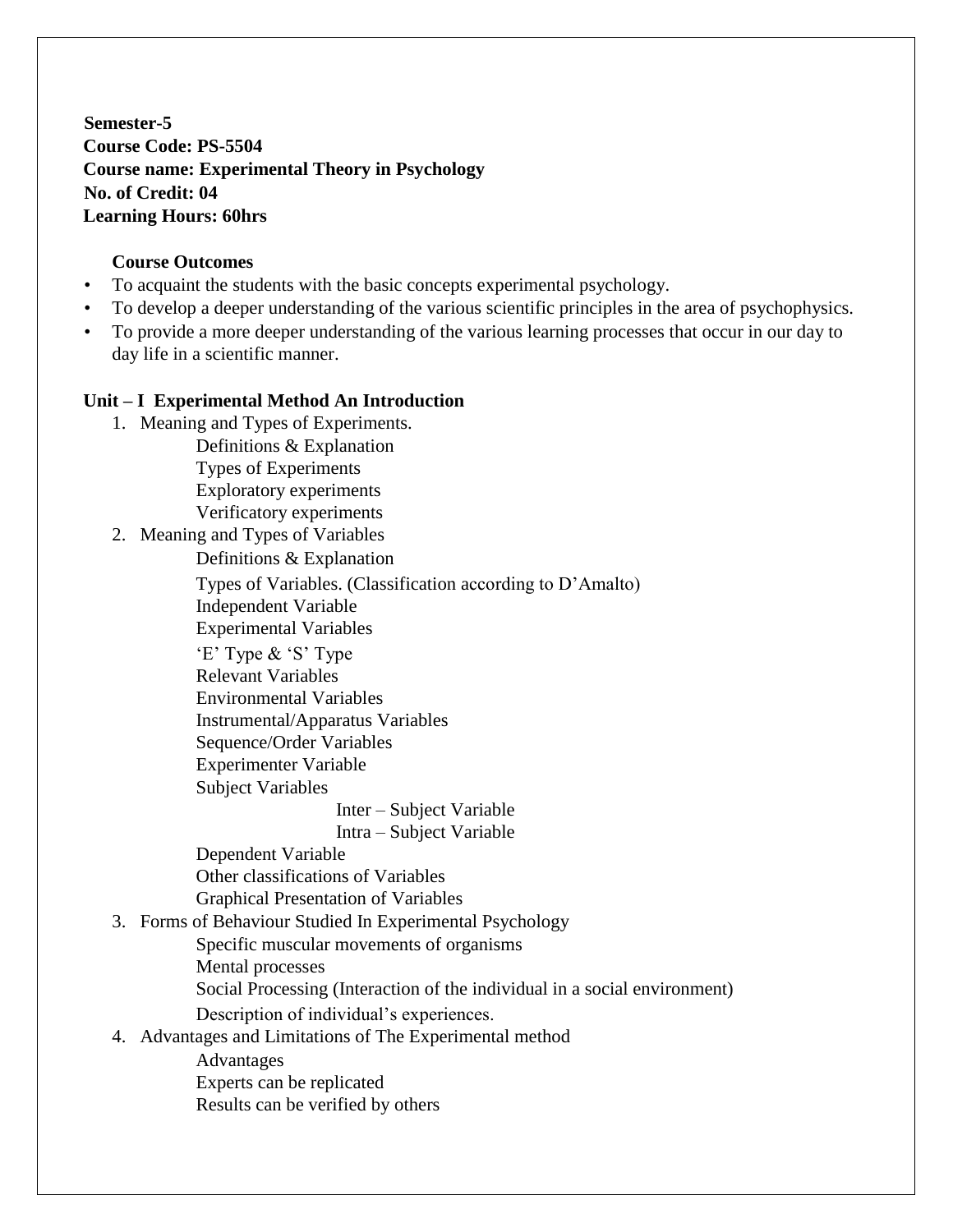**Semester-5**
**Course Code: PS-5504**
**Course name: Experimental Theory in Psychology**
**No. of Credit: 04**
**Learning Hours: 60hrs**

**Course Outcomes**

- To acquaint the students with the basic concepts experimental psychology.
- To develop a deeper understanding of the various scientific principles in the area of psychophysics.
- To provide a more deeper understanding of the various learning processes that occur in our day to day life in a scientific manner.

**Unit – I Experimental Method An Introduction**

1. Meaning and Types of Experiments.
   - Definitions & Explanation
   - Types of Experiments
   - Exploratory experiments
   - Verificatory experiments
2. Meaning and Types of Variables
   - Definitions & Explanation
   - Types of Variables. (Classification according to D'Amalto)
   - Independent Variable
   - Experimental Variables
   - 'E' Type & 'S' Type
   - Relevant Variables
   - Environmental Variables
   - Instrumental/Apparatus Variables
   - Sequence/Order Variables
   - Experimenter Variable
   - Subject Variables
     - Inter – Subject Variable
     - Intra – Subject Variable
   - Dependent Variable
   - Other classifications of Variables
   - Graphical Presentation of Variables
3. Forms of Behaviour Studied In Experimental Psychology
   - Specific muscular movements of organisms
   - Mental processes
   - Social Processing (Interaction of the individual in a social environment)
   - Description of individual's experiences.
4. Advantages and Limitations of The Experimental method
   - Advantages
   - Experts can be replicated
   - Results can be verified by others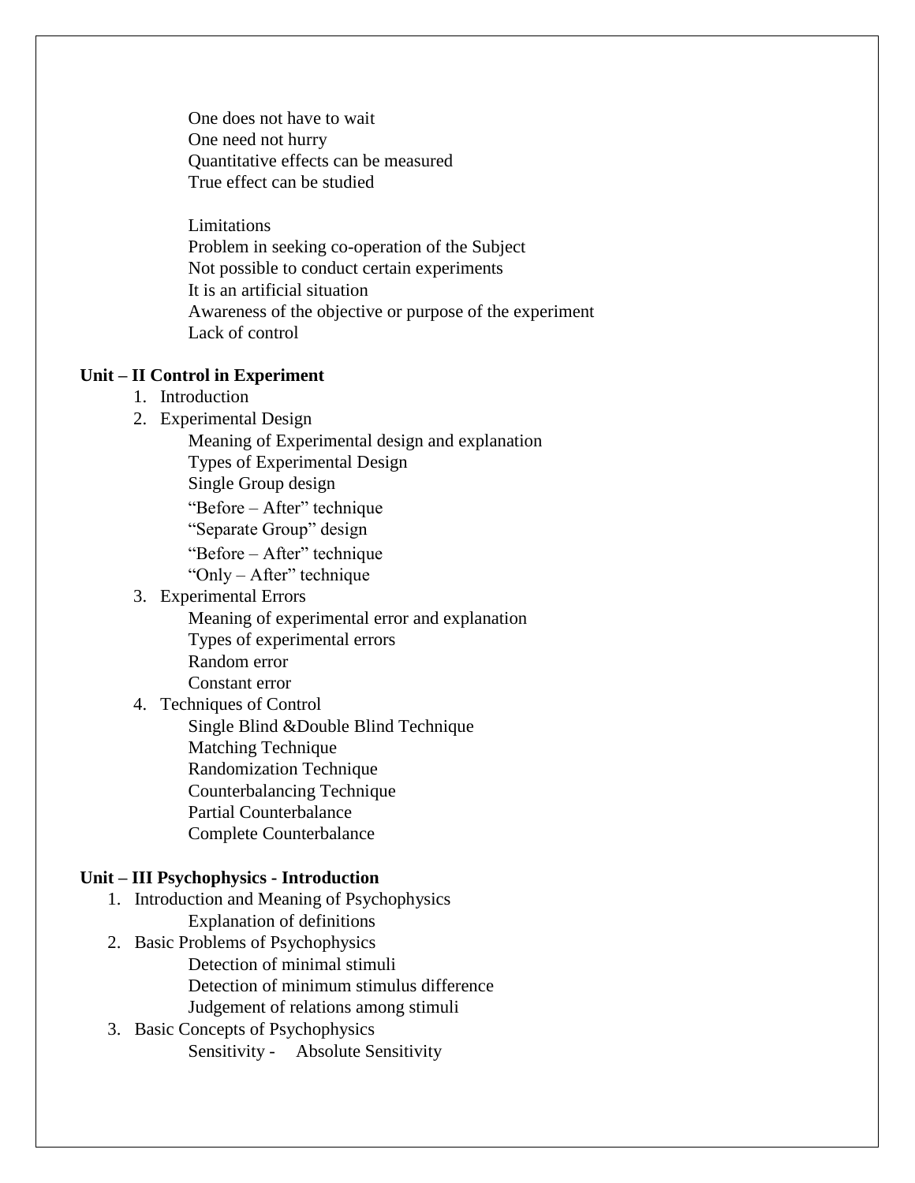One does not have to wait
One need not hurry
Quantitative effects can be measured
True effect can be studied

Limitations
Problem in seeking co-operation of the Subject
Not possible to conduct certain experiments
It is an artificial situation
Awareness of the objective or purpose of the experiment
Lack of control

**Unit – II Control in Experiment**

1. Introduction
2. Experimental Design
   - Meaning of Experimental design and explanation
   - Types of Experimental Design
   - Single Group design
   - "Before – After" technique
   - "Separate Group" design
   - "Before – After" technique
   - "Only – After" technique
3. Experimental Errors
   - Meaning of experimental error and explanation
   - Types of experimental errors
   - Random error
   - Constant error
4. Techniques of Control
   - Single Blind &Double Blind Technique
   - Matching Technique
   - Randomization Technique
   - Counterbalancing Technique
   - Partial Counterbalance
   - Complete Counterbalance

**Unit – III Psychophysics - Introduction**

1. Introduction and Meaning of Psychophysics
   - Explanation of definitions
2. Basic Problems of Psychophysics
   - Detection of minimal stimuli
   - Detection of minimum stimulus difference
   - Judgement of relations among stimuli
3. Basic Concepts of Psychophysics
   - Sensitivity - Absolute Sensitivity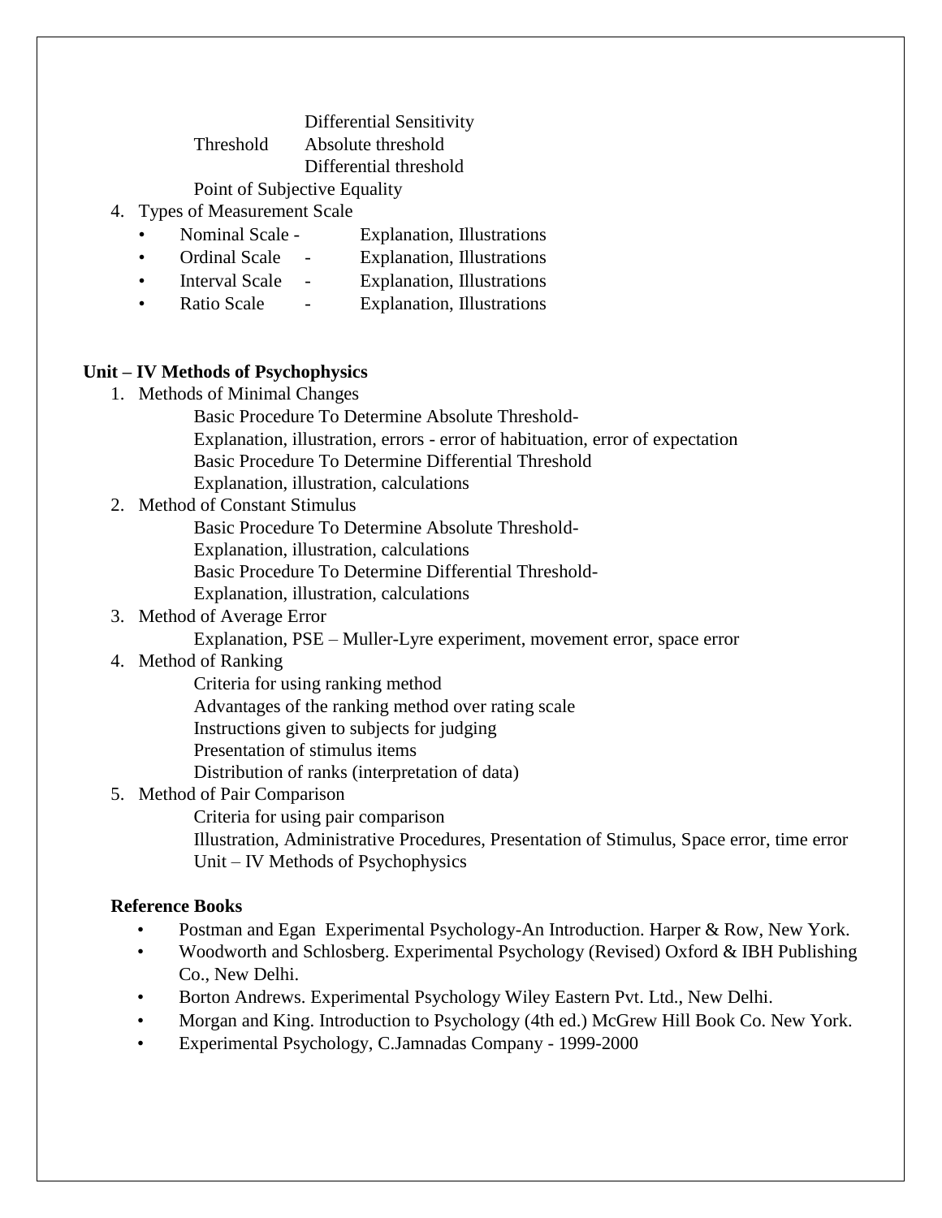Differential Sensitivity

Threshold — Absolute threshold

Differential threshold

Point of Subjective Equality

4. Types of Measurement Scale
   - Nominal Scale - Explanation, Illustrations
   - Ordinal Scale - Explanation, Illustrations
   - Interval Scale - Explanation, Illustrations
   - Ratio Scale - Explanation, Illustrations

**Unit – IV Methods of Psychophysics**

1. Methods of Minimal Changes

   Basic Procedure To Determine Absolute Threshold-

   Explanation, illustration, errors - error of habituation, error of expectation

   Basic Procedure To Determine Differential Threshold

   Explanation, illustration, calculations

2. Method of Constant Stimulus

   Basic Procedure To Determine Absolute Threshold-

   Explanation, illustration, calculations

   Basic Procedure To Determine Differential Threshold-

   Explanation, illustration, calculations

3. Method of Average Error

   Explanation, PSE – Muller-Lyre experiment, movement error, space error

4. Method of Ranking

   Criteria for using ranking method

   Advantages of the ranking method over rating scale

   Instructions given to subjects for judging

   Presentation of stimulus items

   Distribution of ranks (interpretation of data)

5. Method of Pair Comparison

   Criteria for using pair comparison

   Illustration, Administrative Procedures, Presentation of Stimulus, Space error, time error

   Unit – IV Methods of Psychophysics

**Reference Books**

- Postman and Egan Experimental Psychology-An Introduction. Harper & Row, New York.
- Woodworth and Schlosberg. Experimental Psychology (Revised) Oxford & IBH Publishing Co., New Delhi.
- Borton Andrews. Experimental Psychology Wiley Eastern Pvt. Ltd., New Delhi.
- Morgan and King. Introduction to Psychology (4th ed.) McGrew Hill Book Co. New York.
- Experimental Psychology, C.Jamnadas Company - 1999-2000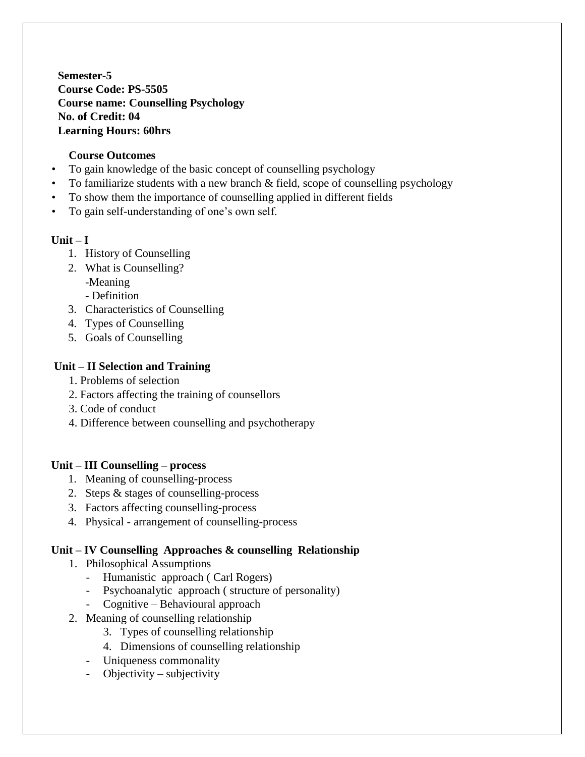**Semester-5**
**Course Code: PS-5505**
**Course name: Counselling Psychology**
**No. of Credit: 04**
**Learning Hours: 60hrs**

**Course Outcomes**

- To gain knowledge of the basic concept of counselling psychology
- To familiarize students with a new branch & field, scope of counselling psychology
- To show them the importance of counselling applied in different fields
- To gain self-understanding of one's own self.

**Unit – I**

1. History of Counselling
2. What is Counselling?
   -Meaning
   - Definition
3. Characteristics of Counselling
4. Types of Counselling
5. Goals of Counselling

**Unit – II Selection and Training**

1. Problems of selection
2. Factors affecting the training of counsellors
3. Code of conduct
4. Difference between counselling and psychotherapy

**Unit – III Counselling – process**

1. Meaning of counselling-process
2. Steps & stages of counselling-process
3. Factors affecting counselling-process
4. Physical - arrangement of counselling-process

**Unit – IV Counselling Approaches & counselling Relationship**

1. Philosophical Assumptions
   - Humanistic approach ( Carl Rogers)
   - Psychoanalytic approach ( structure of personality)
   - Cognitive – Behavioural approach
2. Meaning of counselling relationship
   3. Types of counselling relationship
   4. Dimensions of counselling relationship
   - Uniqueness commonality
   - Objectivity – subjectivity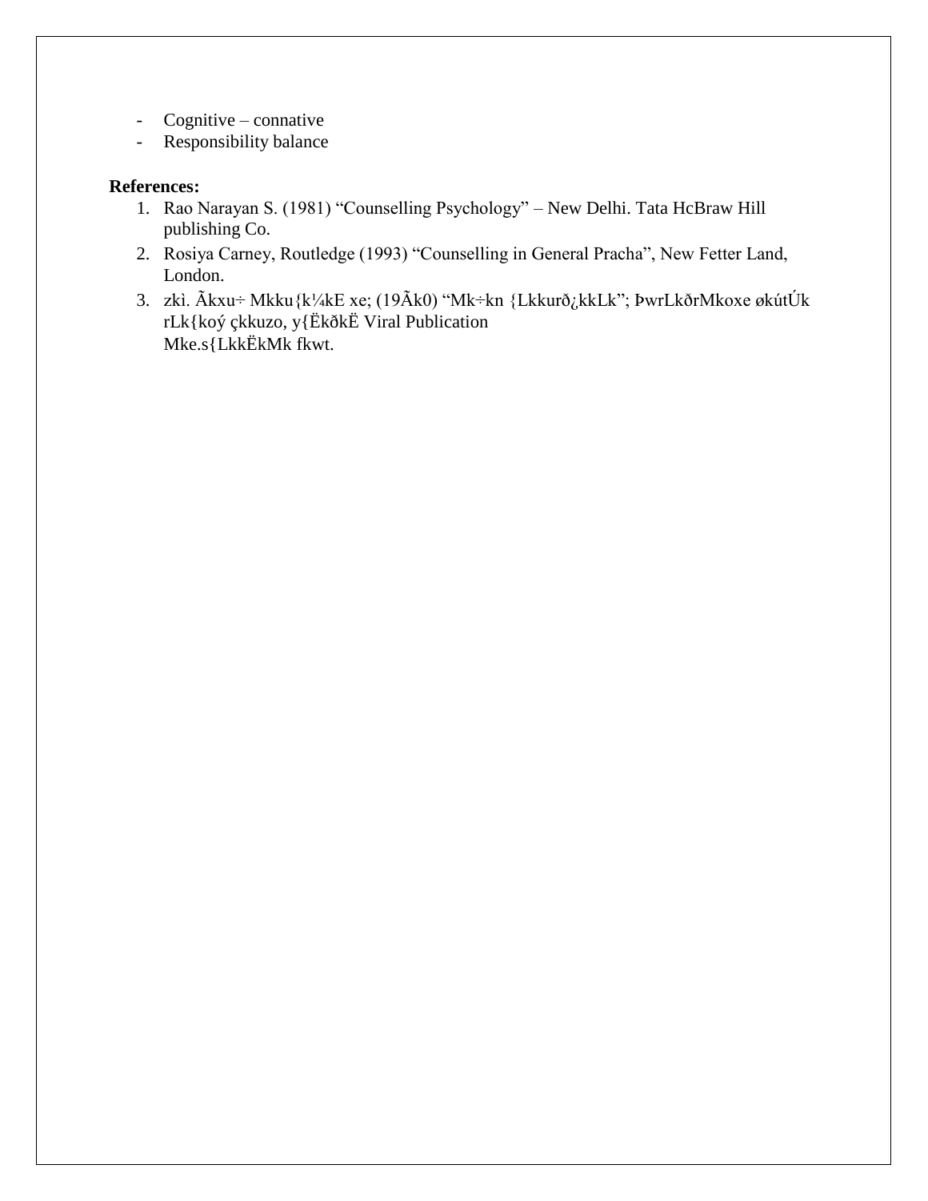- Cognitive – connative
- Responsibility balance

**References:**

1. Rao Narayan S. (1981) “Counselling Psychology” – New Delhi. Tata HcBraw Hill publishing Co.
2. Rosiya Carney, Routledge (1993) “Counselling in General Pracha”, New Fetter Land, London.
3. zkì. Ãkxu÷ Mkku{k¼kE xe; (19Ãk0) “Mk÷kn {Lkkurð¿kkLk”; ÞwrLkðrMkoxe økútÚk rLk{koý çkkuzo, y{ËkðkË Viral Publication Mke.s{LkkËkMk fkwt.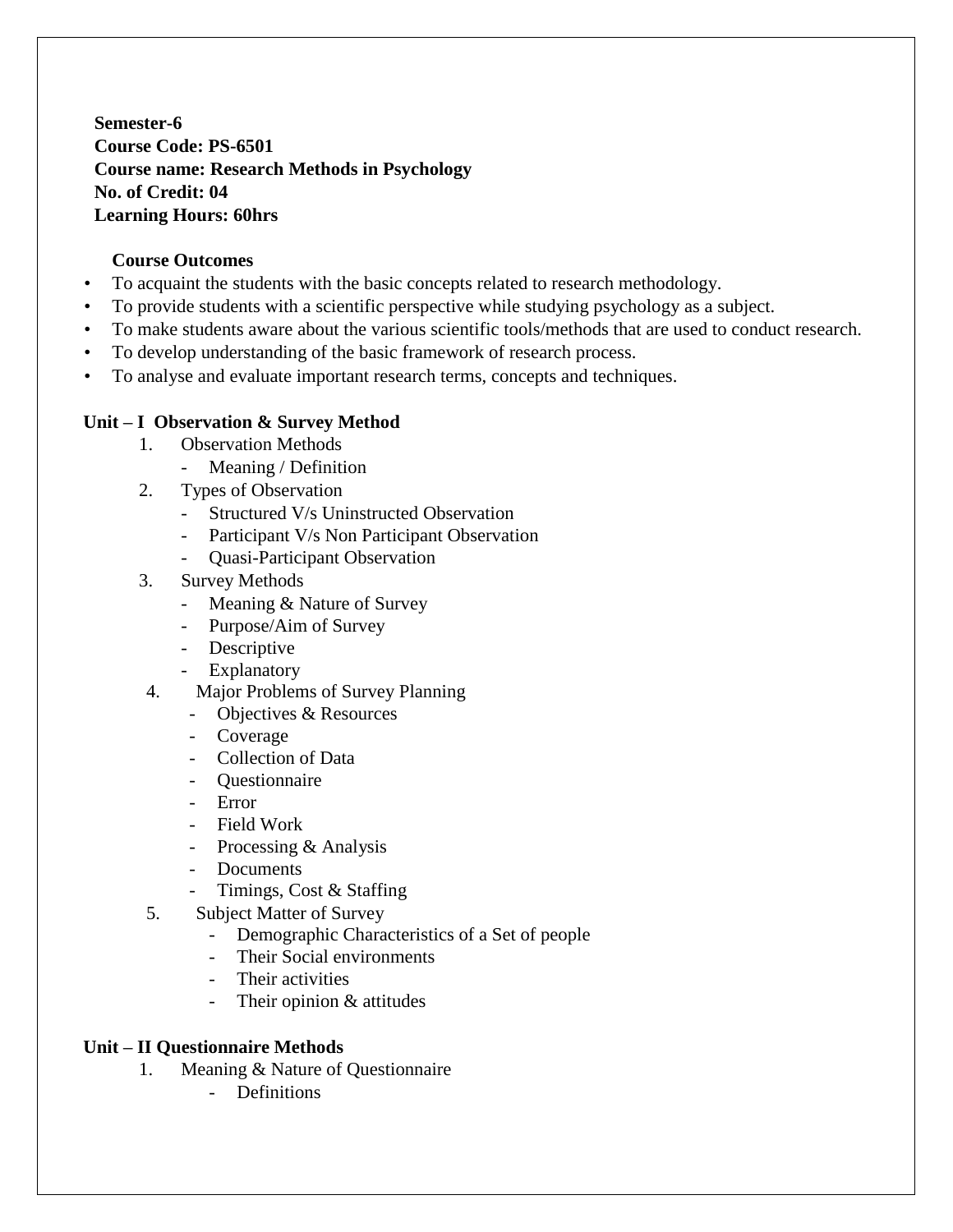**Semester-6**
**Course Code: PS-6501**
**Course name: Research Methods in Psychology**
**No. of Credit: 04**
**Learning Hours: 60hrs**

**Course Outcomes**

- To acquaint the students with the basic concepts related to research methodology.
- To provide students with a scientific perspective while studying psychology as a subject.
- To make students aware about the various scientific tools/methods that are used to conduct research.
- To develop understanding of the basic framework of research process.
- To analyse and evaluate important research terms, concepts and techniques.

**Unit – I Observation & Survey Method**

1. Observation Methods
   - Meaning / Definition
2. Types of Observation
   - Structured V/s Uninstructed Observation
   - Participant V/s Non Participant Observation
   - Quasi-Participant Observation
3. Survey Methods
   - Meaning & Nature of Survey
   - Purpose/Aim of Survey
   - Descriptive
   - Explanatory
4. Major Problems of Survey Planning
   - Objectives & Resources
   - Coverage
   - Collection of Data
   - Questionnaire
   - Error
   - Field Work
   - Processing & Analysis
   - Documents
   - Timings, Cost & Staffing
5. Subject Matter of Survey
   - Demographic Characteristics of a Set of people
   - Their Social environments
   - Their activities
   - Their opinion & attitudes

**Unit – II Questionnaire Methods**

1. Meaning & Nature of Questionnaire
   - Definitions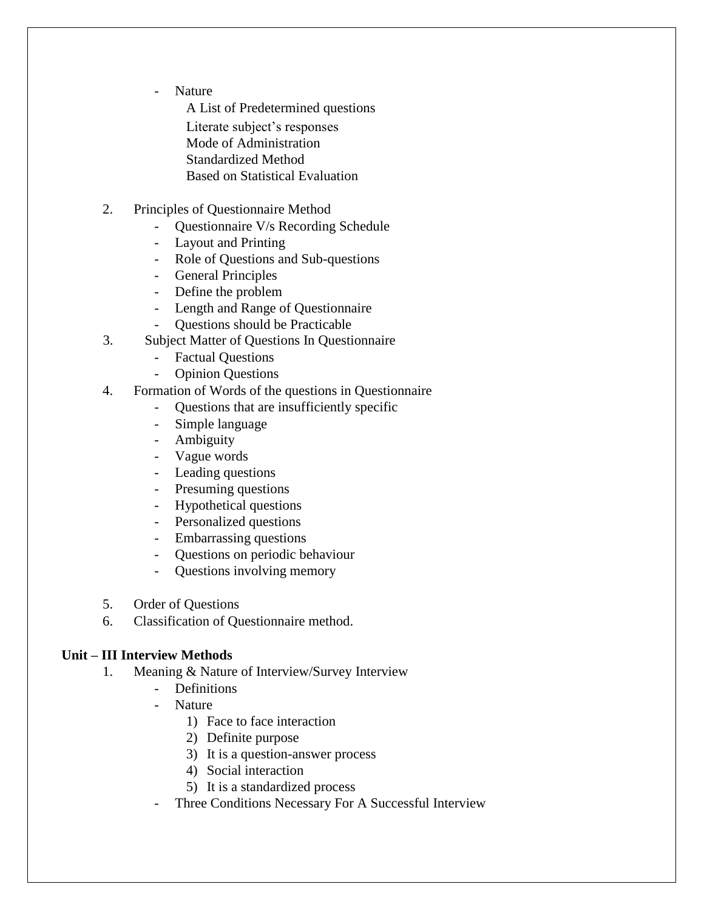- Nature
    - A List of Predetermined questions
    - Literate subject's responses
    - Mode of Administration
    - Standardized Method
    - Based on Statistical Evaluation

2. Principles of Questionnaire Method
    - Questionnaire V/s Recording Schedule
    - Layout and Printing
    - Role of Questions and Sub-questions
    - General Principles
    - Define the problem
    - Length and Range of Questionnaire
    - Questions should be Practicable
3. Subject Matter of Questions In Questionnaire
    - Factual Questions
    - Opinion Questions
4. Formation of Words of the questions in Questionnaire
    - Questions that are insufficiently specific
    - Simple language
    - Ambiguity
    - Vague words
    - Leading questions
    - Presuming questions
    - Hypothetical questions
    - Personalized questions
    - Embarrassing questions
    - Questions on periodic behaviour
    - Questions involving memory

5. Order of Questions
6. Classification of Questionnaire method.

**Unit – III Interview Methods**

1. Meaning & Nature of Interview/Survey Interview
    - Definitions
    - Nature
        1) Face to face interaction
        2) Definite purpose
        3) It is a question-answer process
        4) Social interaction
        5) It is a standardized process
    - Three Conditions Necessary For A Successful Interview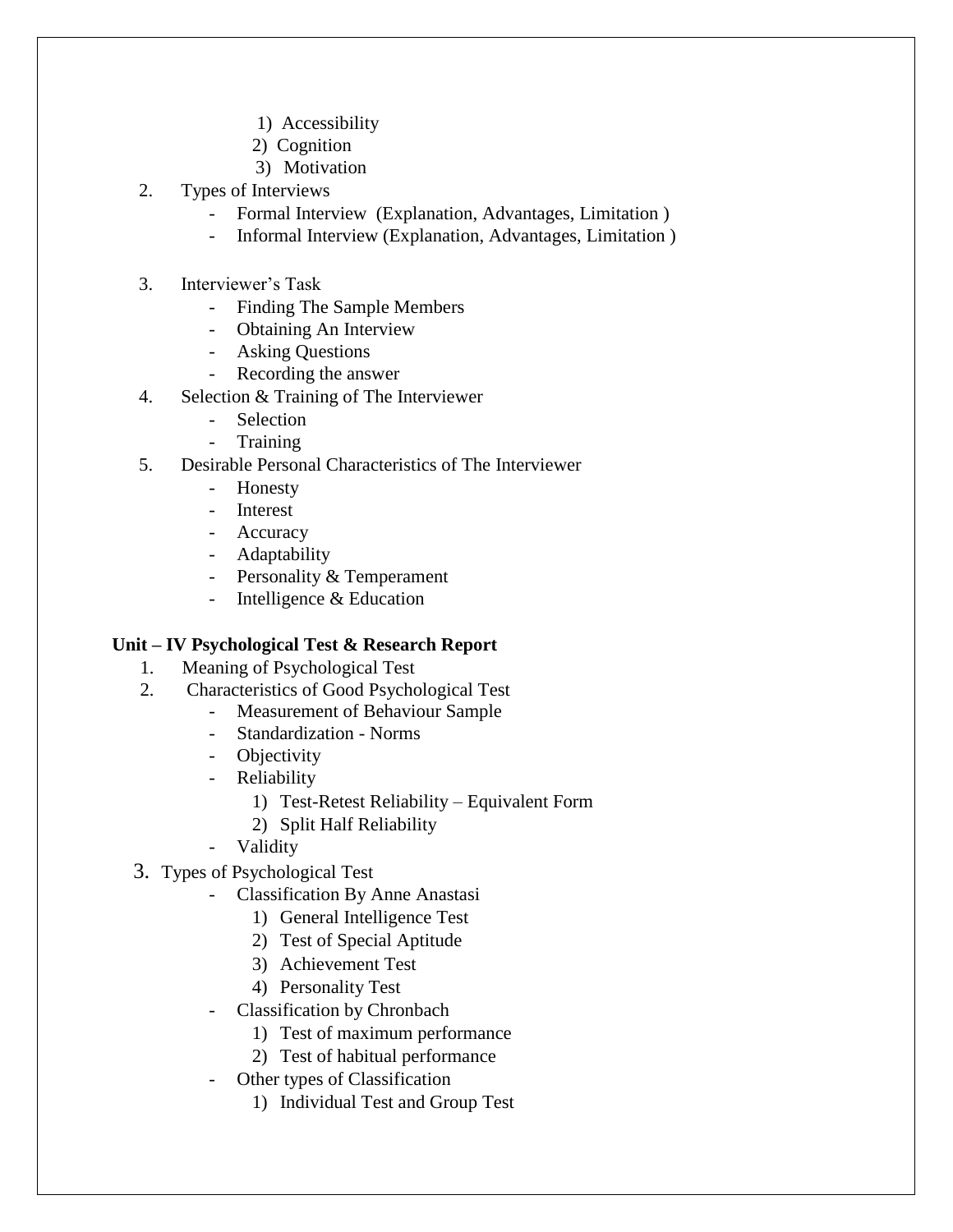1) Accessibility
2) Cognition
3) Motivation

2. Types of Interviews
   - Formal Interview (Explanation, Advantages, Limitation )
   - Informal Interview (Explanation, Advantages, Limitation )

3. Interviewer's Task
   - Finding The Sample Members
   - Obtaining An Interview
   - Asking Questions
   - Recording the answer

4. Selection & Training of The Interviewer
   - Selection
   - Training

5. Desirable Personal Characteristics of The Interviewer
   - Honesty
   - Interest
   - Accuracy
   - Adaptability
   - Personality & Temperament
   - Intelligence & Education

**Unit – IV Psychological Test & Research Report**

1. Meaning of Psychological Test
2. Characteristics of Good Psychological Test
   - Measurement of Behaviour Sample
   - Standardization - Norms
   - Objectivity
   - Reliability
     1) Test-Retest Reliability – Equivalent Form
     2) Split Half Reliability
   - Validity
3. Types of Psychological Test
   - Classification By Anne Anastasi
     1) General Intelligence Test
     2) Test of Special Aptitude
     3) Achievement Test
     4) Personality Test
   - Classification by Chronbach
     1) Test of maximum performance
     2) Test of habitual performance
   - Other types of Classification
     1) Individual Test and Group Test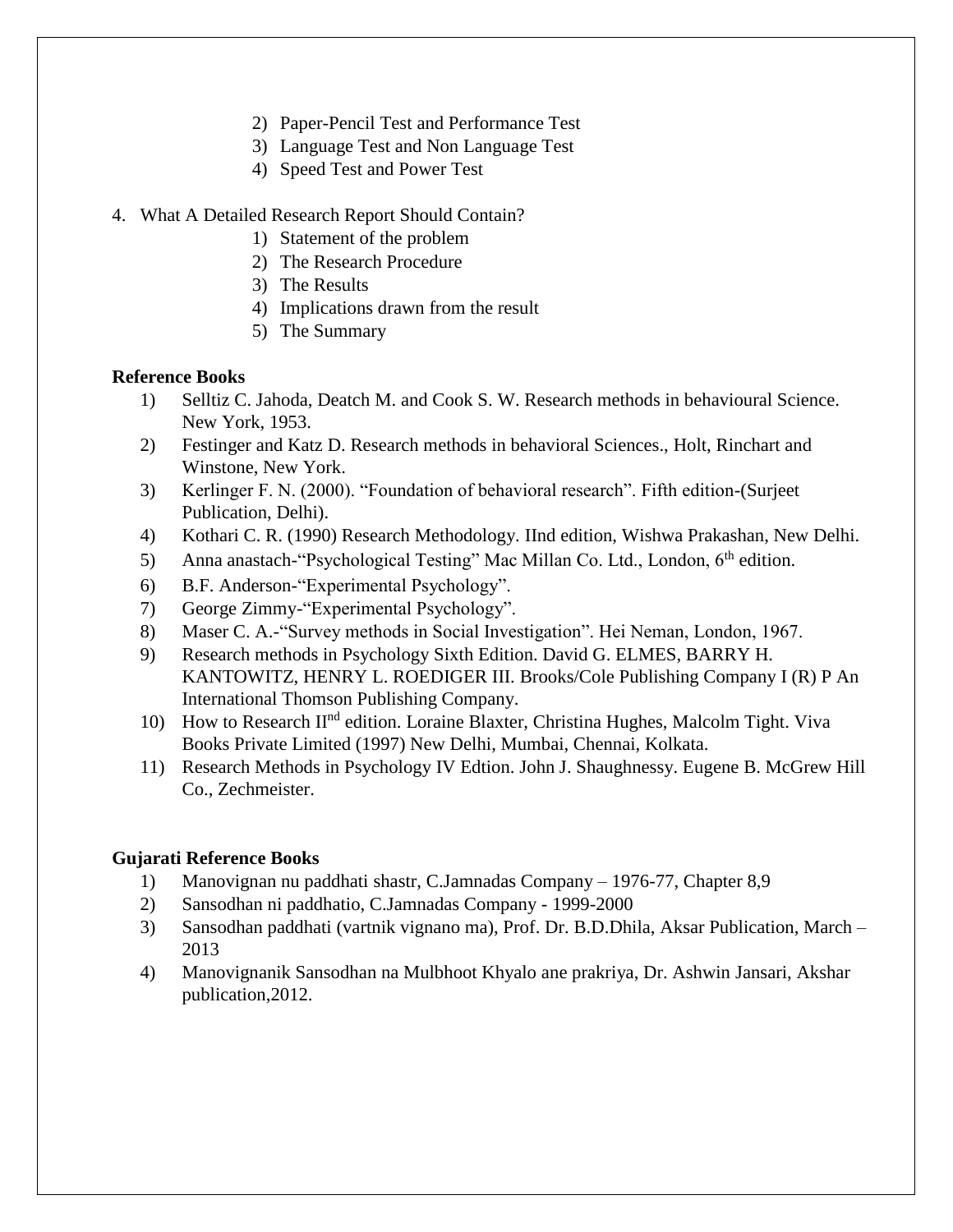2) Paper-Pencil Test and Performance Test
3) Language Test and Non Language Test
4) Speed Test and Power Test

4. What A Detailed Research Report Should Contain?
    1) Statement of the problem
    2) The Research Procedure
    3) The Results
    4) Implications drawn from the result
    5) The Summary

**Reference Books**

1) Selltiz C. Jahoda, Deatch M. and Cook S. W. Research methods in behavioural Science. New York, 1953.
2) Festinger and Katz D. Research methods in behavioral Sciences., Holt, Rinchart and Winstone, New York.
3) Kerlinger F. N. (2000). "Foundation of behavioral research". Fifth edition-(Surjeet Publication, Delhi).
4) Kothari C. R. (1990) Research Methodology. IInd edition, Wishwa Prakashan, New Delhi.
5) Anna anastach-"Psychological Testing" Mac Millan Co. Ltd., London, 6th edition.
6) B.F. Anderson-"Experimental Psychology".
7) George Zimmy-"Experimental Psychology".
8) Maser C. A.-"Survey methods in Social Investigation". Hei Neman, London, 1967.
9) Research methods in Psychology Sixth Edition. David G. ELMES, BARRY H. KANTOWITZ, HENRY L. ROEDIGER III. Brooks/Cole Publishing Company I (R) P An International Thomson Publishing Company.
10) How to Research IInd edition. Loraine Blaxter, Christina Hughes, Malcolm Tight. Viva Books Private Limited (1997) New Delhi, Mumbai, Chennai, Kolkata.
11) Research Methods in Psychology IV Edtion. John J. Shaughnessy. Eugene B. McGrew Hill Co., Zechmeister.

**Gujarati Reference Books**

1) Manovignan nu paddhati shastr, C.Jamnadas Company – 1976-77, Chapter 8,9
2) Sansodhan ni paddhatio, C.Jamnadas Company - 1999-2000
3) Sansodhan paddhati (vartnik vignano ma), Prof. Dr. B.D.Dhila, Aksar Publication, March – 2013
4) Manovignanik Sansodhan na Mulbhoot Khyalo ane prakriya, Dr. Ashwin Jansari, Akshar publication,2012.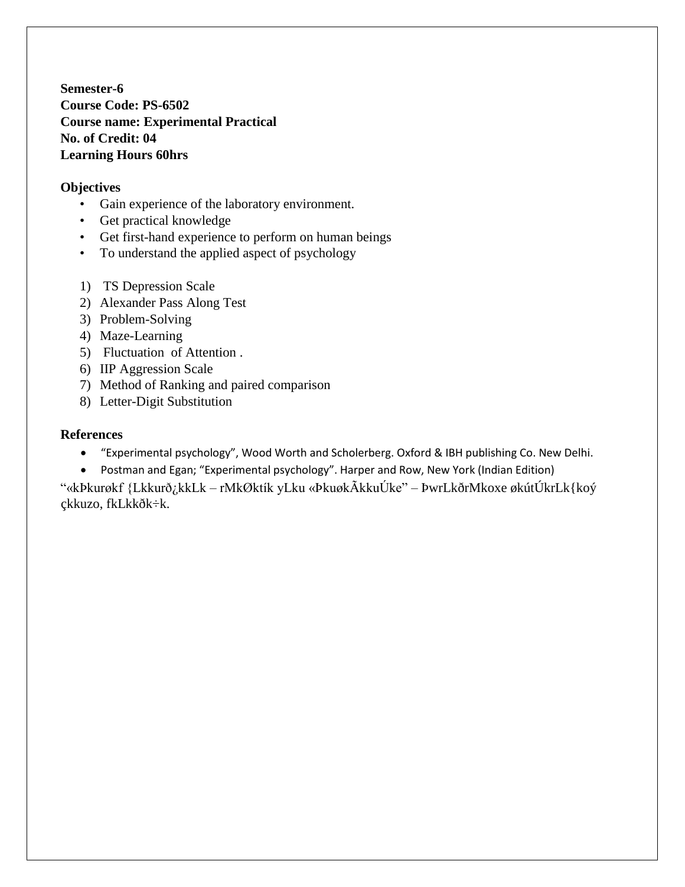**Semester-6**
**Course Code: PS-6502**
**Course name: Experimental Practical**
**No. of Credit: 04**
**Learning Hours 60hrs**

**Objectives**

- Gain experience of the laboratory environment.
- Get practical knowledge
- Get first-hand experience to perform on human beings
- To understand the applied aspect of psychology

1) TS Depression Scale
2) Alexander Pass Along Test
3) Problem-Solving
4) Maze-Learning
5) Fluctuation of Attention .
6) IIP Aggression Scale
7) Method of Ranking and paired comparison
8) Letter-Digit Substitution

**References**

- "Experimental psychology", Wood Worth and Scholerberg. Oxford & IBH publishing Co. New Delhi.
- Postman and Egan; "Experimental psychology". Harper and Row, New York (Indian Edition)

"«kÞkurøkf {Lkkurð¿kkLk – rMkØktík yLku «ÞkuøkÃkkuÚke" – ÞwrLkðrMkoxe økútÚkrLk{koý çkkuzo, fkLkkðk÷k.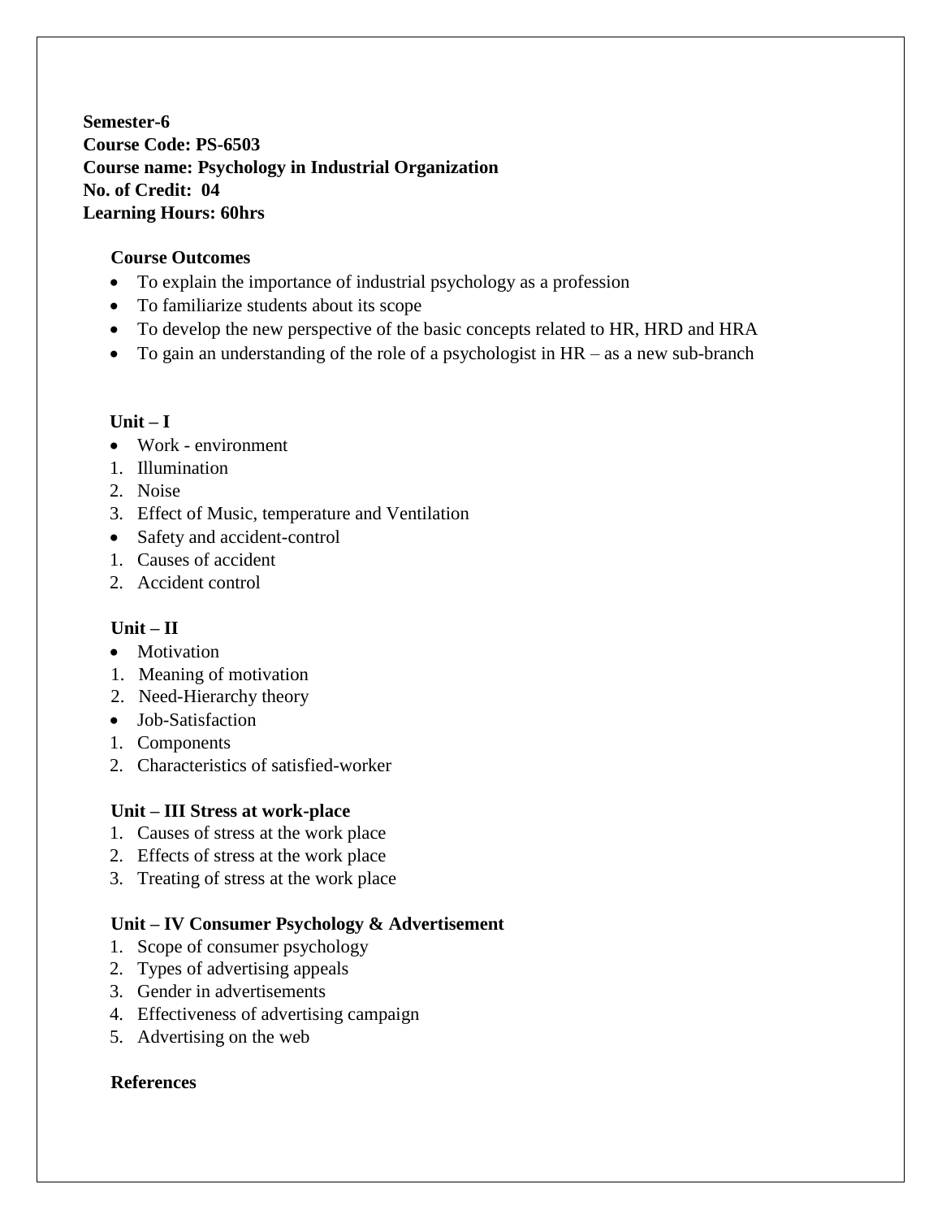**Semester-6**
**Course Code: PS-6503**
**Course name: Psychology in Industrial Organization**
**No. of Credit: 04**
**Learning Hours: 60hrs**

**Course Outcomes**

- To explain the importance of industrial psychology as a profession
- To familiarize students about its scope
- To develop the new perspective of the basic concepts related to HR, HRD and HRA
- To gain an understanding of the role of a psychologist in HR – as a new sub-branch

**Unit – I**

- Work - environment

1. Illumination
2. Noise
3. Effect of Music, temperature and Ventilation

- Safety and accident-control

1. Causes of accident
2. Accident control

**Unit – II**

- Motivation

1. Meaning of motivation
2. Need-Hierarchy theory

- Job-Satisfaction

1. Components
2. Characteristics of satisfied-worker

**Unit – III Stress at work-place**

1. Causes of stress at the work place
2. Effects of stress at the work place
3. Treating of stress at the work place

**Unit – IV Consumer Psychology & Advertisement**

1. Scope of consumer psychology
2. Types of advertising appeals
3. Gender in advertisements
4. Effectiveness of advertising campaign
5. Advertising on the web

**References**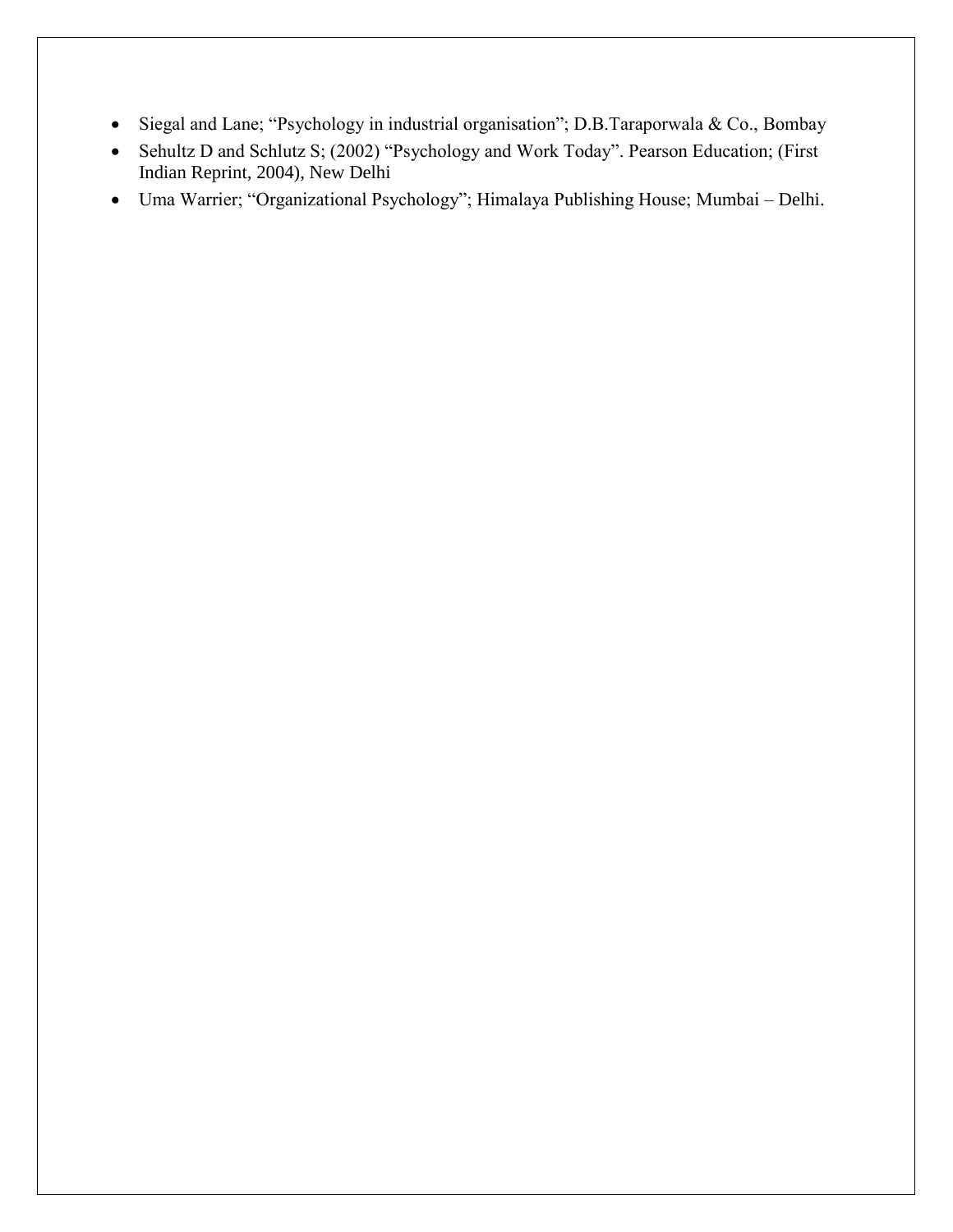- Siegal and Lane; "Psychology in industrial organisation"; D.B.Taraporwala & Co., Bombay
- Sehultz D and Schlutz S; (2002) "Psychology and Work Today". Pearson Education; (First Indian Reprint, 2004), New Delhi
- Uma Warrier; "Organizational Psychology"; Himalaya Publishing House; Mumbai – Delhi.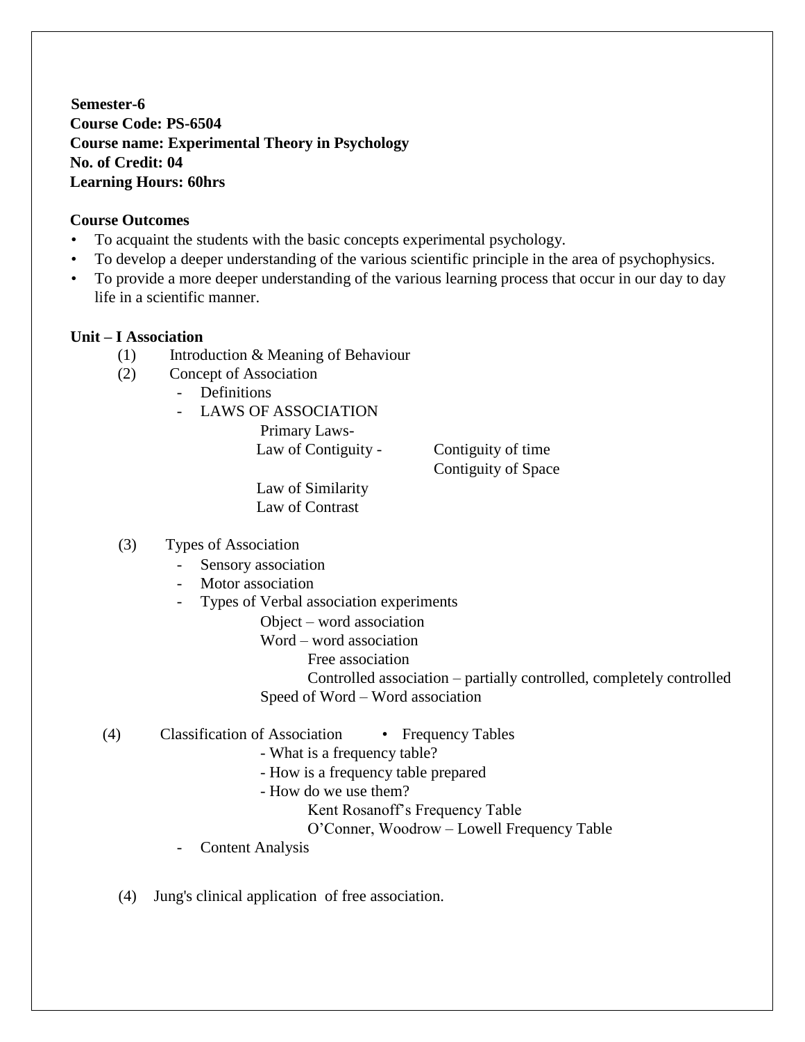**Semester-6**
**Course Code: PS-6504**
**Course name: Experimental Theory in Psychology**
**No. of Credit: 04**
**Learning Hours: 60hrs**

**Course Outcomes**

- To acquaint the students with the basic concepts experimental psychology.
- To develop a deeper understanding of the various scientific principle in the area of psychophysics.
- To provide a more deeper understanding of the various learning process that occur in our day to day life in a scientific manner.

**Unit – I Association**

(1) Introduction & Meaning of Behaviour

(2) Concept of Association
- Definitions
- LAWS OF ASSOCIATION
  - Primary Laws-
    - Law of Contiguity - Contiguity of time, Contiguity of Space
    - Law of Similarity
    - Law of Contrast

(3) Types of Association
- Sensory association
- Motor association
- Types of Verbal association experiments
  - Object – word association
  - Word – word association
    - Free association
    - Controlled association – partially controlled, completely controlled
  - Speed of Word – Word association

(4) Classification of Association
- Frequency Tables
  - What is a frequency table?
  - How is a frequency table prepared
  - How do we use them?
    - Kent Rosanoff's Frequency Table
    - O'Conner, Woodrow – Lowell Frequency Table
- Content Analysis

(4) Jung's clinical application of free association.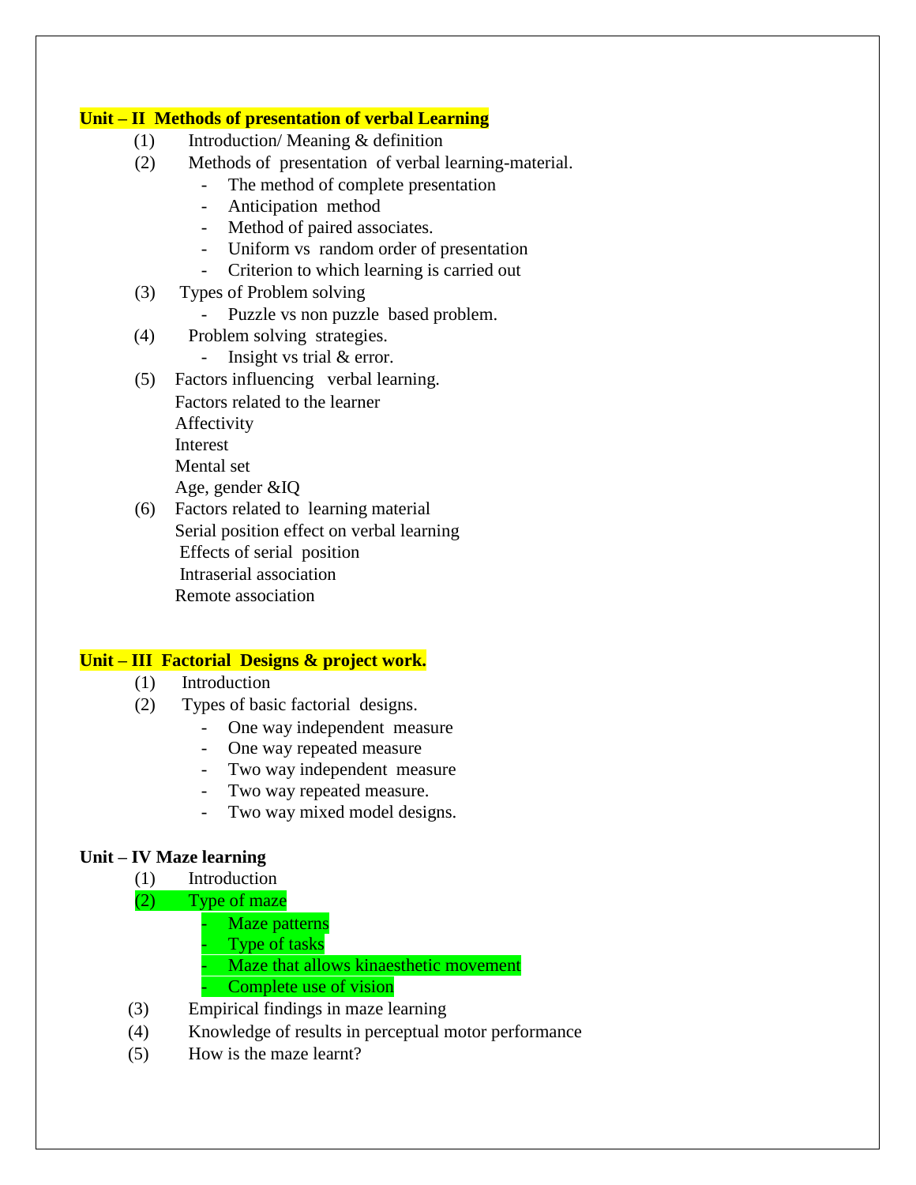**Unit – II Methods of presentation of verbal Learning**

(1) Introduction/ Meaning & definition

(2) Methods of presentation of verbal learning-material.

- The method of complete presentation
- Anticipation method
- Method of paired associates.
- Uniform vs random order of presentation
- Criterion to which learning is carried out

(3) Types of Problem solving

- Puzzle vs non puzzle based problem.

(4) Problem solving strategies.

- Insight vs trial & error.

(5) Factors influencing verbal learning.

Factors related to the learner

Affectivity

Interest

Mental set

Age, gender &IQ

(6) Factors related to learning material

Serial position effect on verbal learning

Effects of serial position

Intraserial association

Remote association

**Unit – III Factorial Designs & project work.**

(1) Introduction

(2) Types of basic factorial designs.

- One way independent measure
- One way repeated measure
- Two way independent measure
- Two way repeated measure.
- Two way mixed model designs.

**Unit – IV Maze learning**

(1) Introduction

(2) Type of maze

- Maze patterns
- Type of tasks
- Maze that allows kinaesthetic movement
- Complete use of vision

(3) Empirical findings in maze learning

(4) Knowledge of results in perceptual motor performance

(5) How is the maze learnt?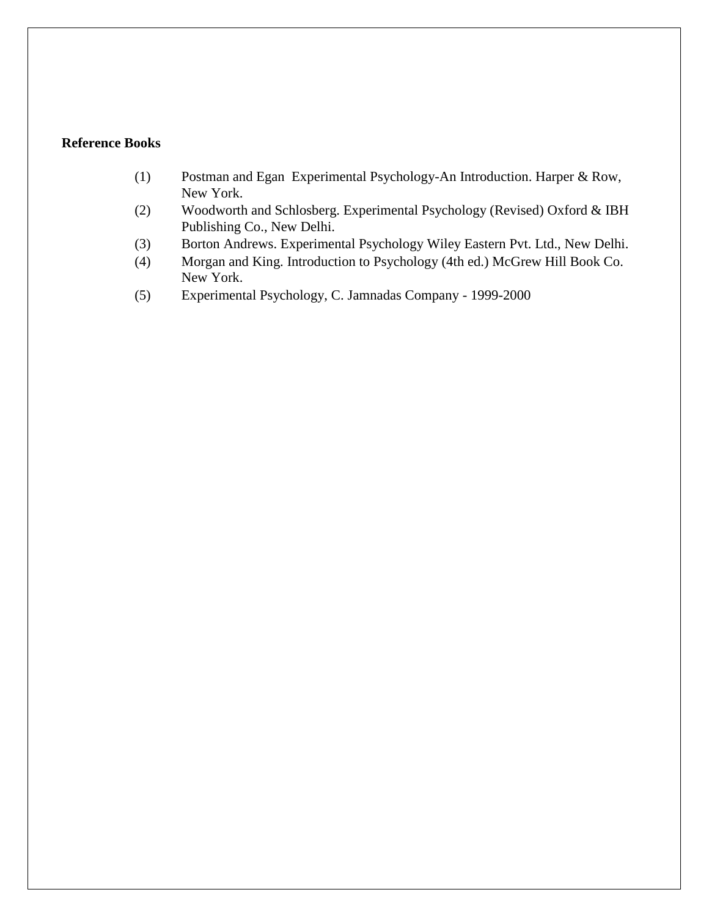**Reference Books**

(1) Postman and Egan Experimental Psychology-An Introduction. Harper & Row, New York.

(2) Woodworth and Schlosberg. Experimental Psychology (Revised) Oxford & IBH Publishing Co., New Delhi.

(3) Borton Andrews. Experimental Psychology Wiley Eastern Pvt. Ltd., New Delhi.

(4) Morgan and King. Introduction to Psychology (4th ed.) McGrew Hill Book Co. New York.

(5) Experimental Psychology, C. Jamnadas Company - 1999-2000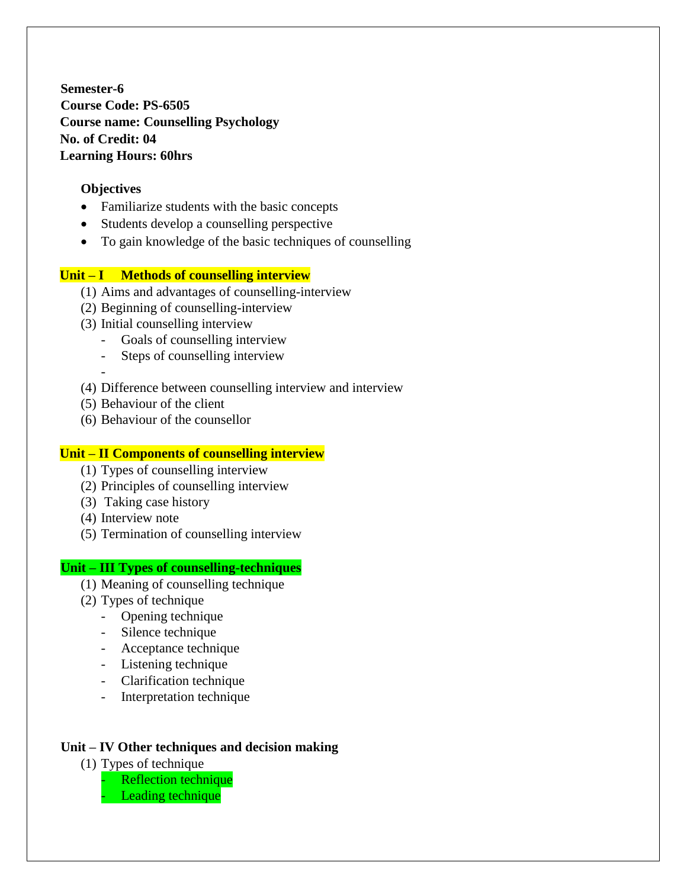**Semester-6**
**Course Code: PS-6505**
**Course name: Counselling Psychology**
**No. of Credit: 04**
**Learning Hours: 60hrs**

**Objectives**

- Familiarize students with the basic concepts
- Students develop a counselling perspective
- To gain knowledge of the basic techniques of counselling

**Unit – I Methods of counselling interview**

(1) Aims and advantages of counselling-interview
(2) Beginning of counselling-interview
(3) Initial counselling interview
  - Goals of counselling interview
  - Steps of counselling interview
  -
(4) Difference between counselling interview and interview
(5) Behaviour of the client
(6) Behaviour of the counsellor

**Unit – II Components of counselling interview**

(1) Types of counselling interview
(2) Principles of counselling interview
(3) Taking case history
(4) Interview note
(5) Termination of counselling interview

**Unit – III Types of counselling-techniques**

(1) Meaning of counselling technique
(2) Types of technique
  - Opening technique
  - Silence technique
  - Acceptance technique
  - Listening technique
  - Clarification technique
  - Interpretation technique

**Unit – IV Other techniques and decision making**

(1) Types of technique
  - Reflection technique
  - Leading technique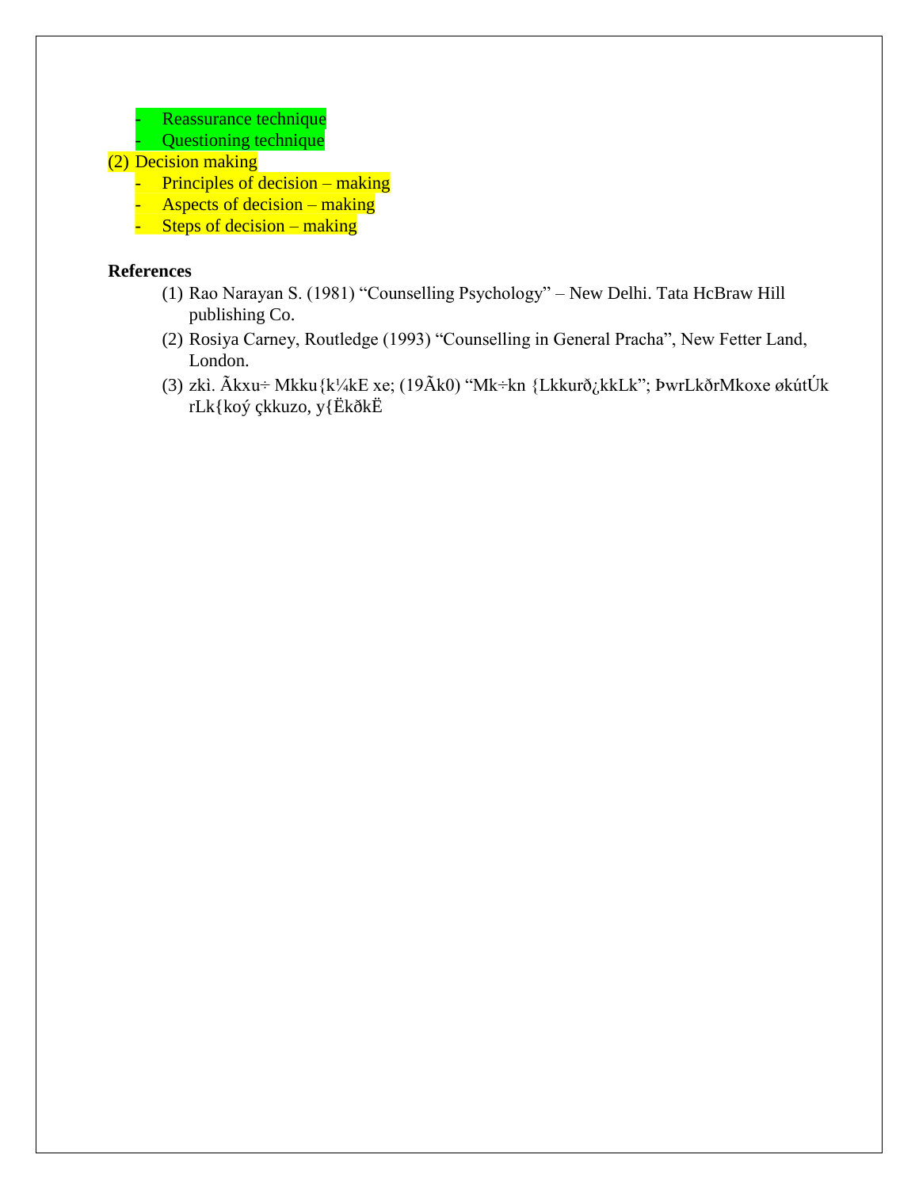- Reassurance technique
- Questioning technique

(2) Decision making
- Principles of decision – making
- Aspects of decision – making
- Steps of decision – making

**References**

(1) Rao Narayan S. (1981) “Counselling Psychology” – New Delhi. Tata HcBraw Hill publishing Co.

(2) Rosiya Carney, Routledge (1993) “Counselling in General Pracha”, New Fetter Land, London.

(3) zkì. Ãkxu÷ Mkku{k¼kE xe; (19Ãk0) “Mk÷kn {Lkkurð¿kkLk”; ÞwrLkðrMkoxe økútÚk rLk{koý çkkuzo, y{ËkðkË